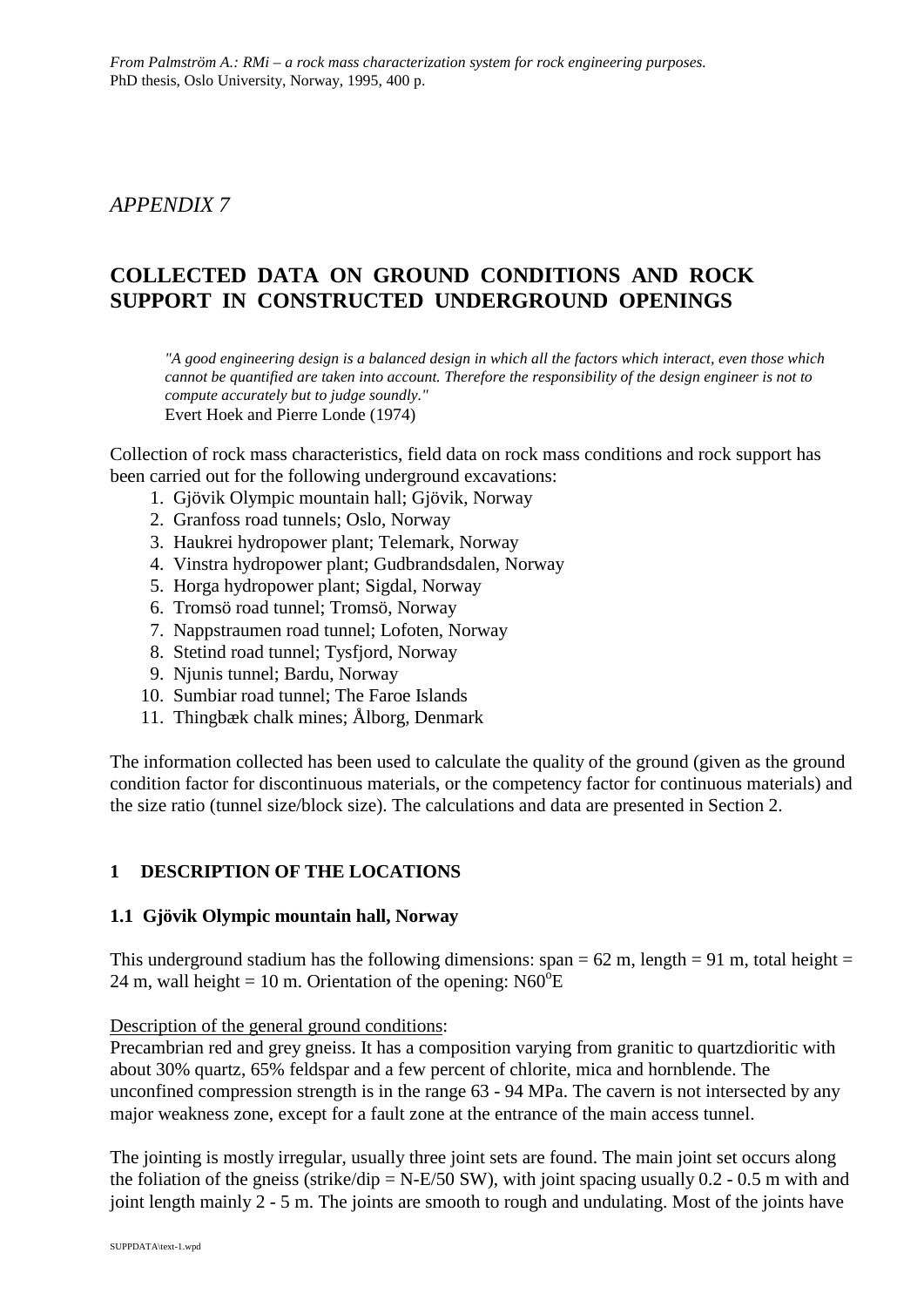*From Palmström A.: RMi – a rock mass characterization system for rock engineering purposes.*
PhD thesis, Oslo University, Norway, 1995, 400 p.

*APPENDIX 7*

# COLLECTED DATA ON GROUND CONDITIONS AND ROCK SUPPORT IN CONSTRUCTED UNDERGROUND OPENINGS

> *"A good engineering design is a balanced design in which all the factors which interact, even those which cannot be quantified are taken into account. Therefore the responsibility of the design engineer is not to compute accurately but to judge soundly."*
> Evert Hoek and Pierre Londe (1974)

Collection of rock mass characteristics, field data on rock mass conditions and rock support has been carried out for the following underground excavations:

1. Gjövik Olympic mountain hall; Gjövik, Norway
2. Granfoss road tunnels; Oslo, Norway
3. Haukrei hydropower plant; Telemark, Norway
4. Vinstra hydropower plant; Gudbrandsdalen, Norway
5. Horga hydropower plant; Sigdal, Norway
6. Tromsö road tunnel; Tromsö, Norway
7. Nappstraumen road tunnel; Lofoten, Norway
8. Stetind road tunnel; Tysfjord, Norway
9. Njunis tunnel; Bardu, Norway
10. Sumbiar road tunnel; The Faroe Islands
11. Thingbæk chalk mines; Ålborg, Denmark

The information collected has been used to calculate the quality of the ground (given as the ground condition factor for discontinuous materials, or the competency factor for continuous materials) and the size ratio (tunnel size/block size). The calculations and data are presented in Section 2.

## 1 DESCRIPTION OF THE LOCATIONS

### 1.1 Gjövik Olympic mountain hall, Norway

This underground stadium has the following dimensions: span = 62 m, length = 91 m, total height = 24 m, wall height = 10 m. Orientation of the opening: N60$^{o}$E

Description of the general ground conditions:
Precambrian red and grey gneiss. It has a composition varying from granitic to quartzdioritic with about 30% quartz, 65% feldspar and a few percent of chlorite, mica and hornblende. The unconfined compression strength is in the range 63 - 94 MPa. The cavern is not intersected by any major weakness zone, except for a fault zone at the entrance of the main access tunnel.

The jointing is mostly irregular, usually three joint sets are found. The main joint set occurs along the foliation of the gneiss (strike/dip = N-E/50 SW), with joint spacing usually 0.2 - 0.5 m with and joint length mainly 2 - 5 m. The joints are smooth to rough and undulating. Most of the joints have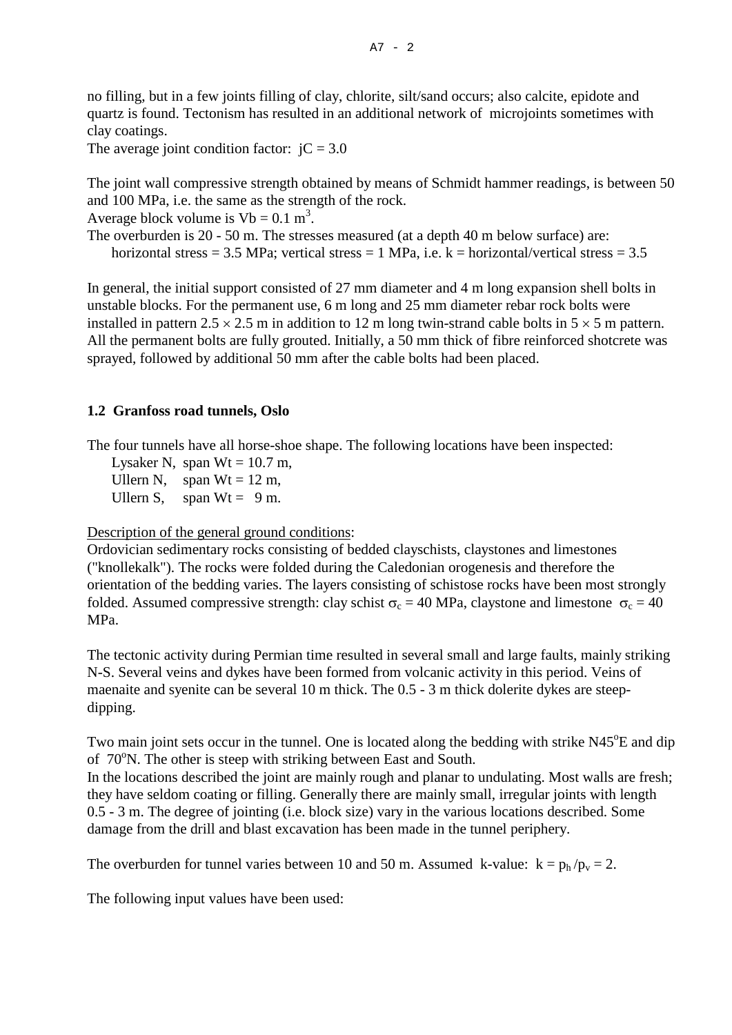no filling, but in a few joints filling of clay, chlorite, silt/sand occurs; also calcite, epidote and quartz is found. Tectonism has resulted in an additional network of microjoints sometimes with clay coatings.
The average joint condition factor: jC = 3.0

The joint wall compressive strength obtained by means of Schmidt hammer readings, is between 50 and 100 MPa, i.e. the same as the strength of the rock.
Average block volume is Vb = 0.1 $m^3$.
The overburden is 20 - 50 m. The stresses measured (at a depth 40 m below surface) are:
horizontal stress = 3.5 MPa; vertical stress = 1 MPa, i.e. k = horizontal/vertical stress = 3.5

In general, the initial support consisted of 27 mm diameter and 4 m long expansion shell bolts in unstable blocks. For the permanent use, 6 m long and 25 mm diameter rebar rock bolts were installed in pattern 2.5 × 2.5 m in addition to 12 m long twin-strand cable bolts in 5 × 5 m pattern. All the permanent bolts are fully grouted. Initially, a 50 mm thick of fibre reinforced shotcrete was sprayed, followed by additional 50 mm after the cable bolts had been placed.

### 1.2 Granfoss road tunnels, Oslo

The four tunnels have all horse-shoe shape. The following locations have been inspected:
Lysaker N, span Wt = 10.7 m,
Ullern N, span Wt = 12 m,
Ullern S, span Wt = 9 m.

Description of the general ground conditions:
Ordovician sedimentary rocks consisting of bedded clayschists, claystones and limestones ("knollekalk"). The rocks were folded during the Caledonian orogenesis and therefore the orientation of the bedding varies. The layers consisting of schistose rocks have been most strongly folded. Assumed compressive strength: clay schist $\sigma_c$ = 40 MPa, claystone and limestone $\sigma_c$ = 40 MPa.

The tectonic activity during Permian time resulted in several small and large faults, mainly striking N-S. Several veins and dykes have been formed from volcanic activity in this period. Veins of maenaite and syenite can be several 10 m thick. The 0.5 - 3 m thick dolerite dykes are steep-dipping.

Two main joint sets occur in the tunnel. One is located along the bedding with strike N45$^o$E and dip of 70$^o$N. The other is steep with striking between East and South.
In the locations described the joint are mainly rough and planar to undulating. Most walls are fresh; they have seldom coating or filling. Generally there are mainly small, irregular joints with length 0.5 - 3 m. The degree of jointing (i.e. block size) vary in the various locations described. Some damage from the drill and blast excavation has been made in the tunnel periphery.

The overburden for tunnel varies between 10 and 50 m. Assumed k-value: $k = p_h / p_v = 2$.

The following input values have been used: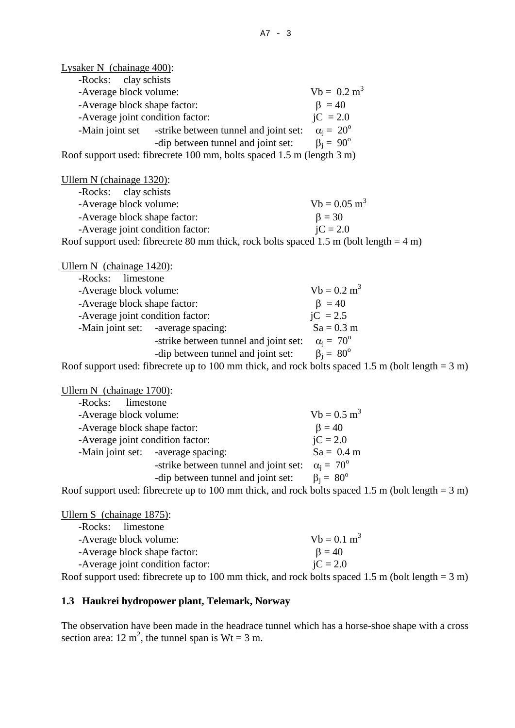Lysaker N (chainage 400):

- -Rocks: clay schists
- -Average block volume: $Vb = 0.2 \text{ m}^3$
- -Average block shape factor: $\beta = 40$
- -Average joint condition factor: $jC = 2.0$
- -Main joint set -strike between tunnel and joint set: $\alpha_j = 20^o$
  - -dip between tunnel and joint set: $\beta_j = 90^o$

Roof support used: fibrecrete 100 mm, bolts spaced 1.5 m (length 3 m)

Ullern N (chainage 1320):

- -Rocks: clay schists
- -Average block volume: $Vb = 0.05 \text{ m}^3$
- -Average block shape factor: $\beta = 30$
- -Average joint condition factor: $jC = 2.0$

Roof support used: fibrecrete 80 mm thick, rock bolts spaced 1.5 m (bolt length = 4 m)

Ullern N (chainage 1420):

- -Rocks: limestone
- -Average block volume: $Vb = 0.2 \text{ m}^3$
- -Average block shape factor: $\beta = 40$
- -Average joint condition factor: $jC = 2.5$
- -Main joint set: -average spacing: $Sa = 0.3$ m
  - -strike between tunnel and joint set: $\alpha_j = 70^o$
  - -dip between tunnel and joint set: $\beta_j = 80^o$

Roof support used: fibrecrete up to 100 mm thick, and rock bolts spaced 1.5 m (bolt length = 3 m)

Ullern N (chainage 1700):

- -Rocks: limestone
- -Average block volume: $Vb = 0.5 \text{ m}^3$
- -Average block shape factor: $\beta = 40$
- -Average joint condition factor: $jC = 2.0$
- -Main joint set: -average spacing: $Sa = 0.4$ m
  - -strike between tunnel and joint set: $\alpha_j = 70^o$
  - -dip between tunnel and joint set: $\beta_j = 80^o$

Roof support used: fibrecrete up to 100 mm thick, and rock bolts spaced 1.5 m (bolt length = 3 m)

Ullern S (chainage 1875):

- -Rocks: limestone
- -Average block volume: $Vb = 0.1 \text{ m}^3$
- -Average block shape factor: $\beta = 40$
- -Average joint condition factor: $jC = 2.0$

Roof support used: fibrecrete up to 100 mm thick, and rock bolts spaced 1.5 m (bolt length = 3 m)

### 1.3 Haukrei hydropower plant, Telemark, Norway

The observation have been made in the headrace tunnel which has a horse-shoe shape with a cross section area: $12 \text{ m}^2$, the tunnel span is $Wt = 3$ m.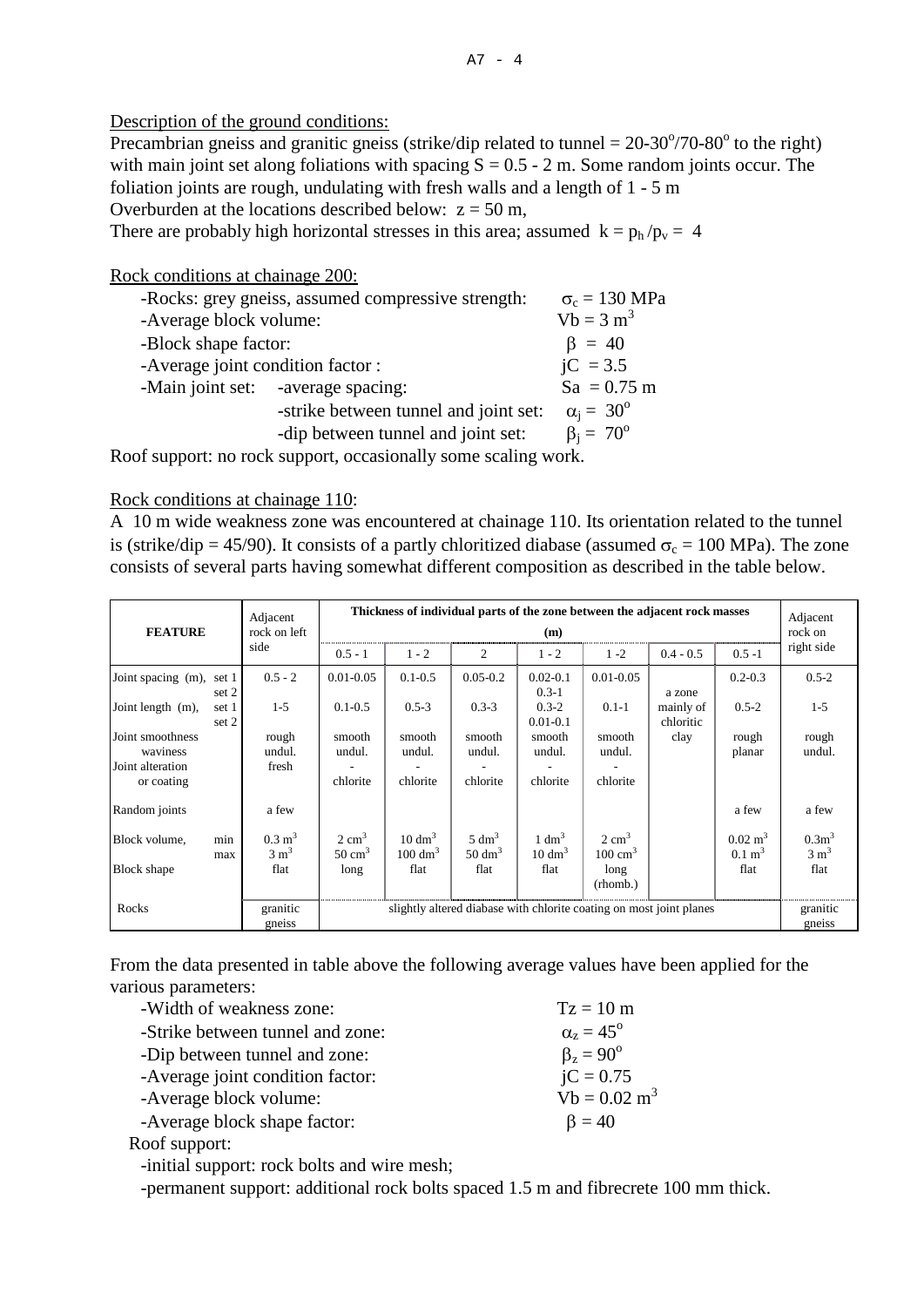Description of the ground conditions:

Precambrian gneiss and granitic gneiss (strike/dip related to tunnel = 20-30°/70-80° to the right) with main joint set along foliations with spacing S = 0.5 - 2 m. Some random joints occur. The foliation joints are rough, undulating with fresh walls and a length of 1 - 5 m

Overburden at the locations described below: z = 50 m,

There are probably high horizontal stresses in this area; assumed $k = p_h / p_v = 4$

Rock conditions at chainage 200:

- -Rocks: grey gneiss, assumed compressive strength: $\sigma_c = 130$ MPa
- -Average block volume: $Vb = 3\ m^3$
- -Block shape factor: $\beta = 40$
- -Average joint condition factor : $jC = 3.5$
- -Main joint set:
  - -average spacing: $Sa = 0.75$ m
  - -strike between tunnel and joint set: $\alpha_j = 30^o$
  - -dip between tunnel and joint set: $\beta_j = 70^o$

Roof support: no rock support, occasionally some scaling work.

Rock conditions at chainage 110:

A 10 m wide weakness zone was encountered at chainage 110. Its orientation related to the tunnel is (strike/dip = 45/90). It consists of a partly chloritized diabase (assumed $\sigma_c = 100$ MPa). The zone consists of several parts having somewhat different composition as described in the table below.

| FEATURE | | Adjacent rock on left side | Thickness of individual parts of the zone between the adjacent rock masses (m) | | | | | | | Adjacent rock on right side |
|---|---|---|---|---|---|---|---|---|---|---|
| | | | 0.5 - 1 | 1 - 2 | 2 | 1 - 2 | 1 -2 | 0.4 - 0.5 | 0.5 -1 | |
| Joint spacing (m), | set 1 | 0.5 - 2 | 0.01-0.05 | 0.1-0.5 | 0.05-0.2 | 0.02-0.1 | 0.01-0.05 | a zone mainly of chloritic clay | 0.2-0.3 | 0.5-2 |
| | set 2 | | | | | 0.3-1 | | | | |
| Joint length (m), | set 1 | 1-5 | 0.1-0.5 | 0.5-3 | 0.3-3 | 0.3-2 | 0.1-1 | | 0.5-2 | 1-5 |
| | set 2 | | | | | 0.01-0.1 | | | | |
| Joint smoothness | | rough | smooth | smooth | smooth | smooth | smooth | | rough | rough |
| waviness | | undul. | undul. | undul. | undul. | undul. | undul. | | planar | undul. |
| Joint alteration or coating | | fresh | - chlorite | - chlorite | - chlorite | - chlorite | - chlorite | | | |
| Random joints | | a few | | | | | | | a few | a few |
| Block volume, | min | $0.3\ m^3$ | $2\ cm^3$ | $10\ dm^3$ | $5\ dm^3$ | $1\ dm^3$ | $2\ cm^3$ | | $0.02\ m^3$ | $0.3 m^3$ |
| | max | $3\ m^3$ | $50\ cm^3$ | $100\ dm^3$ | $50\ dm^3$ | $10\ dm^3$ | $100\ cm^3$ | | $0.1\ m^3$ | $3\ m^3$ |
| Block shape | | flat | long | flat | flat | flat | long (rhomb.) | | flat | flat |
| Rocks | | granitic gneiss | slightly altered diabase with chlorite coating on most joint planes | | | | | | | granitic gneiss |

From the data presented in table above the following average values have been applied for the various parameters:

- -Width of weakness zone: $Tz = 10$ m
- -Strike between tunnel and zone: $\alpha_z = 45^o$
- -Dip between tunnel and zone: $\beta_z = 90^o$
- -Average joint condition factor: $jC = 0.75$
- -Average block volume: $Vb = 0.02\ m^3$
- -Average block shape factor: $\beta = 40$

Roof support:

- -initial support: rock bolts and wire mesh;
- -permanent support: additional rock bolts spaced 1.5 m and fibrecrete 100 mm thick.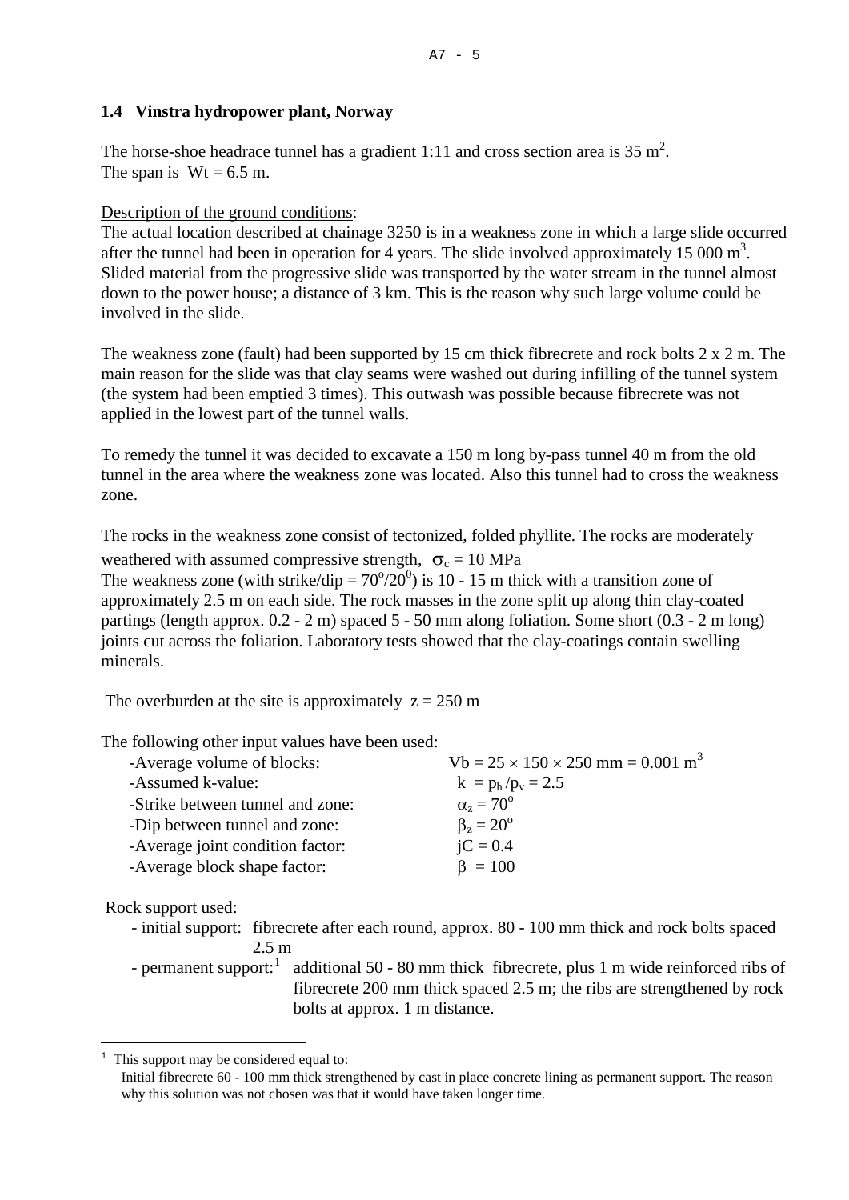## 1.4 Vinstra hydropower plant, Norway

The horse-shoe headrace tunnel has a gradient 1:11 and cross section area is 35 $m^2$.
The span is $Wt = 6.5$ m.

Description of the ground conditions:
The actual location described at chainage 3250 is in a weakness zone in which a large slide occurred after the tunnel had been in operation for 4 years. The slide involved approximately 15 000 $m^3$. Slided material from the progressive slide was transported by the water stream in the tunnel almost down to the power house; a distance of 3 km. This is the reason why such large volume could be involved in the slide.

The weakness zone (fault) had been supported by 15 cm thick fibrecrete and rock bolts 2 x 2 m. The main reason for the slide was that clay seams were washed out during infilling of the tunnel system (the system had been emptied 3 times). This outwash was possible because fibrecrete was not applied in the lowest part of the tunnel walls.

To remedy the tunnel it was decided to excavate a 150 m long by-pass tunnel 40 m from the old tunnel in the area where the weakness zone was located. Also this tunnel had to cross the weakness zone.

The rocks in the weakness zone consist of tectonized, folded phyllite. The rocks are moderately weathered with assumed compressive strength, $\sigma_c = 10$ MPa
The weakness zone (with strike/dip = $70^o/20^0$) is 10 - 15 m thick with a transition zone of approximately 2.5 m on each side. The rock masses in the zone split up along thin clay-coated partings (length approx. 0.2 - 2 m) spaced 5 - 50 mm along foliation. Some short (0.3 - 2 m long) joints cut across the foliation. Laboratory tests showed that the clay-coatings contain swelling minerals.

The overburden at the site is approximately $z = 250$ m

The following other input values have been used:

| | |
|---|---|
| -Average volume of blocks: | $Vb = 25 \times 150 \times 250$ mm = 0.001 $m^3$ |
| -Assumed k-value: | $k = p_h / p_v = 2.5$ |
| -Strike between tunnel and zone: | $\alpha_z = 70^o$ |
| -Dip between tunnel and zone: | $\beta_z = 20^o$ |
| -Average joint condition factor: | $jC = 0.4$ |
| -Average block shape factor: | $\beta = 100$ |

Rock support used:

- initial support: fibrecrete after each round, approx. 80 - 100 mm thick and rock bolts spaced 2.5 m
- permanent support:[1] additional 50 - 80 mm thick fibrecrete, plus 1 m wide reinforced ribs of fibrecrete 200 mm thick spaced 2.5 m; the ribs are strengthened by rock bolts at approx. 1 m distance.

---

[1] This support may be considered equal to:
Initial fibrecrete 60 - 100 mm thick strengthened by cast in place concrete lining as permanent support. The reason why this solution was not chosen was that it would have taken longer time.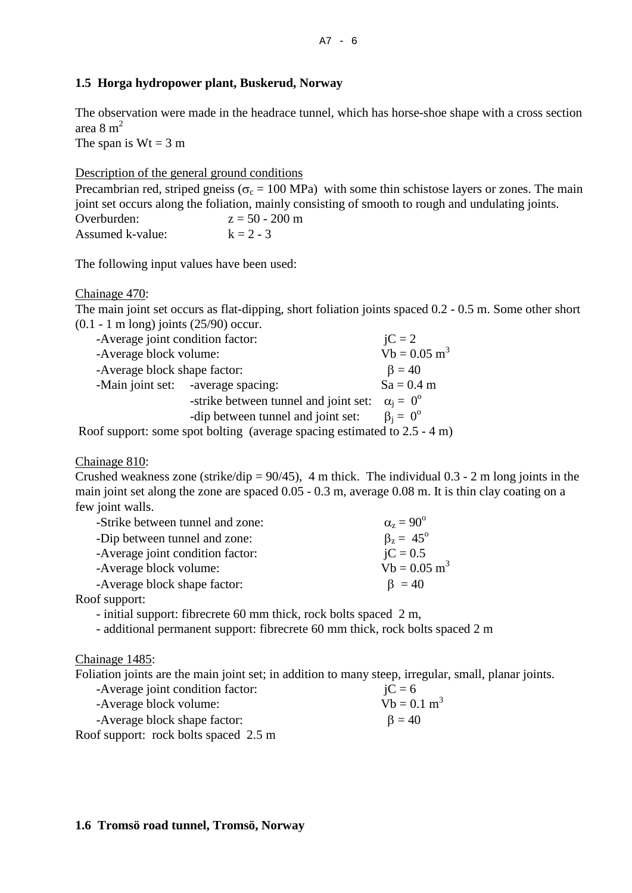## 1.5 Horga hydropower plant, Buskerud, Norway

The observation were made in the headrace tunnel, which has horse-shoe shape with a cross section area 8 $m^2$
The span is Wt = 3 m

Description of the general ground conditions
Precambrian red, striped gneiss ($\sigma_c$ = 100 MPa) with some thin schistose layers or zones. The main joint set occurs along the foliation, mainly consisting of smooth to rough and undulating joints.
Overburden: z = 50 - 200 m
Assumed k-value: k = 2 - 3

The following input values have been used:

Chainage 470:
The main joint set occurs as flat-dipping, short foliation joints spaced 0.2 - 0.5 m. Some other short (0.1 - 1 m long) joints (25/90) occur.

- Average joint condition factor: jC = 2
- Average block volume: Vb = 0.05 $m^3$
- Average block shape factor: $\beta$ = 40
- Main joint set:
  - average spacing: Sa = 0.4 m
  - strike between tunnel and joint set: $\alpha_j$ = $0^o$
  - dip between tunnel and joint set: $\beta_j$ = $0^o$

Roof support: some spot bolting (average spacing estimated to 2.5 - 4 m)

Chainage 810:
Crushed weakness zone (strike/dip = 90/45), 4 m thick. The individual 0.3 - 2 m long joints in the main joint set along the zone are spaced 0.05 - 0.3 m, average 0.08 m. It is thin clay coating on a few joint walls.

- Strike between tunnel and zone: $\alpha_z$ = $90^o$
- Dip between tunnel and zone: $\beta_z$ = $45^o$
- Average joint condition factor: jC = 0.5
- Average block volume: Vb = 0.05 $m^3$
- Average block shape factor: $\beta$ = 40

Roof support:
- initial support: fibrecrete 60 mm thick, rock bolts spaced 2 m,
- additional permanent support: fibrecrete 60 mm thick, rock bolts spaced 2 m

Chainage 1485:
Foliation joints are the main joint set; in addition to many steep, irregular, small, planar joints.

- Average joint condition factor: jC = 6
- Average block volume: Vb = 0.1 $m^3$
- Average block shape factor: $\beta$ = 40

Roof support: rock bolts spaced 2.5 m

## 1.6 Tromsö road tunnel, Tromsö, Norway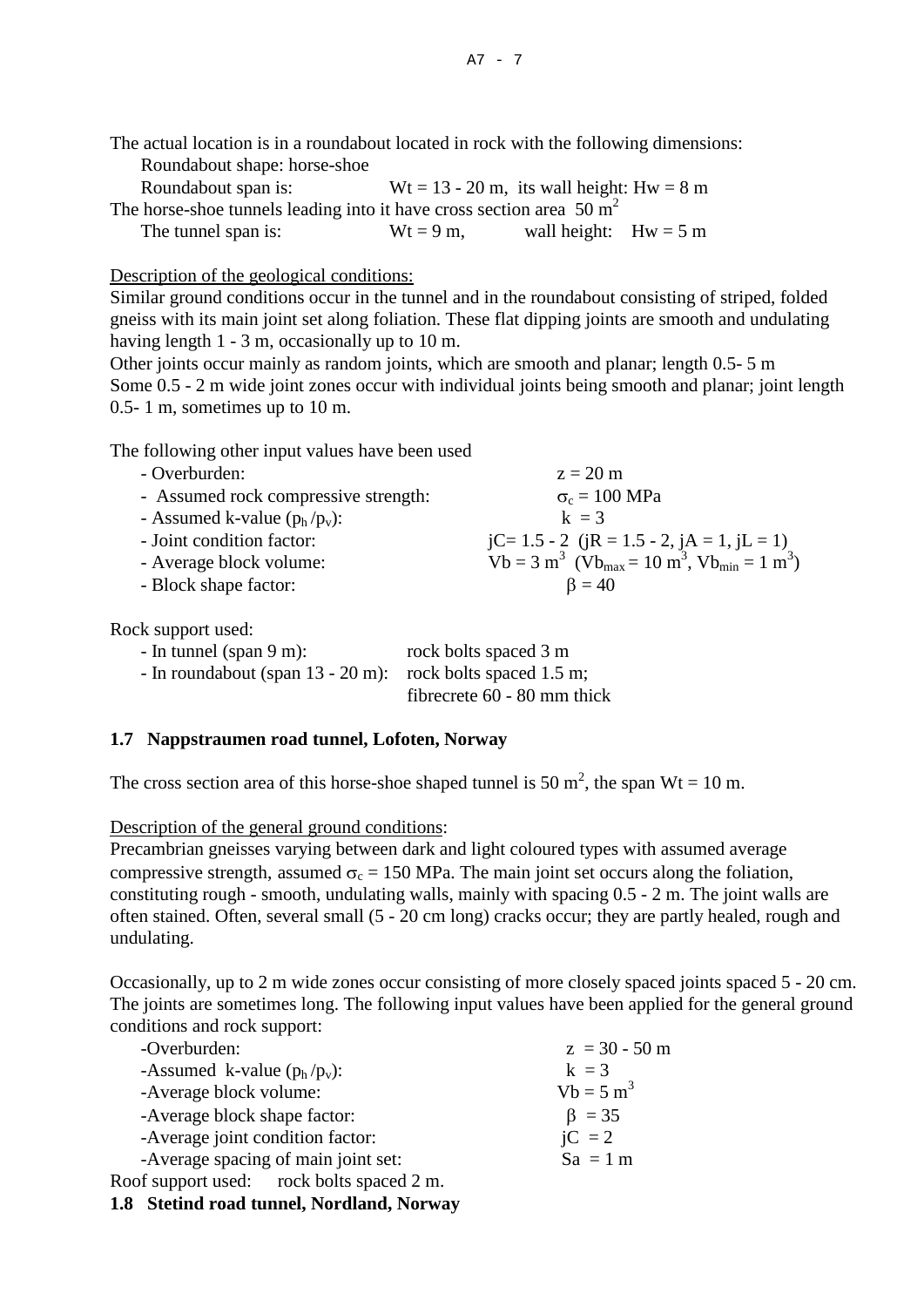The actual location is in a roundabout located in rock with the following dimensions:

Roundabout shape: horse-shoe

Roundabout span is: $W_t$ = 13 - 20 m, its wall height: $H_w$ = 8 m

The horse-shoe tunnels leading into it have cross section area 50 $m^2$

The tunnel span is: $W_t$ = 9 m, wall height: $H_w$ = 5 m

<u>Description of the geological conditions:</u>

Similar ground conditions occur in the tunnel and in the roundabout consisting of striped, folded gneiss with its main joint set along foliation. These flat dipping joints are smooth and undulating having length 1 - 3 m, occasionally up to 10 m.

Other joints occur mainly as random joints, which are smooth and planar; length 0.5- 5 m

Some 0.5 - 2 m wide joint zones occur with individual joints being smooth and planar; joint length 0.5- 1 m, sometimes up to 10 m.

The following other input values have been used

- Overburden: z = 20 m
- Assumed rock compressive strength: $\sigma_c$ = 100 MPa
- Assumed k-value ($p_h/p_v$): k = 3
- Joint condition factor: jC= 1.5 - 2 (jR = 1.5 - 2, jA = 1, jL = 1)
- Average block volume: Vb = 3 $m^3$ ($Vb_{max}$ = 10 $m^3$, $Vb_{min}$ = 1 $m^3$)
- Block shape factor: $\beta$ = 40

Rock support used:

- In tunnel (span 9 m): rock bolts spaced 3 m
- In roundabout (span 13 - 20 m): rock bolts spaced 1.5 m; fibrecrete 60 - 80 mm thick

### 1.7 Nappstraumen road tunnel, Lofoten, Norway

The cross section area of this horse-shoe shaped tunnel is 50 $m^2$, the span $W_t$ = 10 m.

<u>Description of the general ground conditions</u>:

Precambrian gneisses varying between dark and light coloured types with assumed average compressive strength, assumed $\sigma_c$ = 150 MPa. The main joint set occurs along the foliation, constituting rough - smooth, undulating walls, mainly with spacing 0.5 - 2 m. The joint walls are often stained. Often, several small (5 - 20 cm long) cracks occur; they are partly healed, rough and undulating.

Occasionally, up to 2 m wide zones occur consisting of more closely spaced joints spaced 5 - 20 cm. The joints are sometimes long. The following input values have been applied for the general ground conditions and rock support:

- Overburden: z = 30 - 50 m
- Assumed k-value ($p_h/p_v$): k = 3
- Average block volume: Vb = 5 $m^3$
- Average block shape factor: $\beta$ = 35
- Average joint condition factor: jC = 2
- Average spacing of main joint set: Sa = 1 m

Roof support used: rock bolts spaced 2 m.

### 1.8 Stetind road tunnel, Nordland, Norway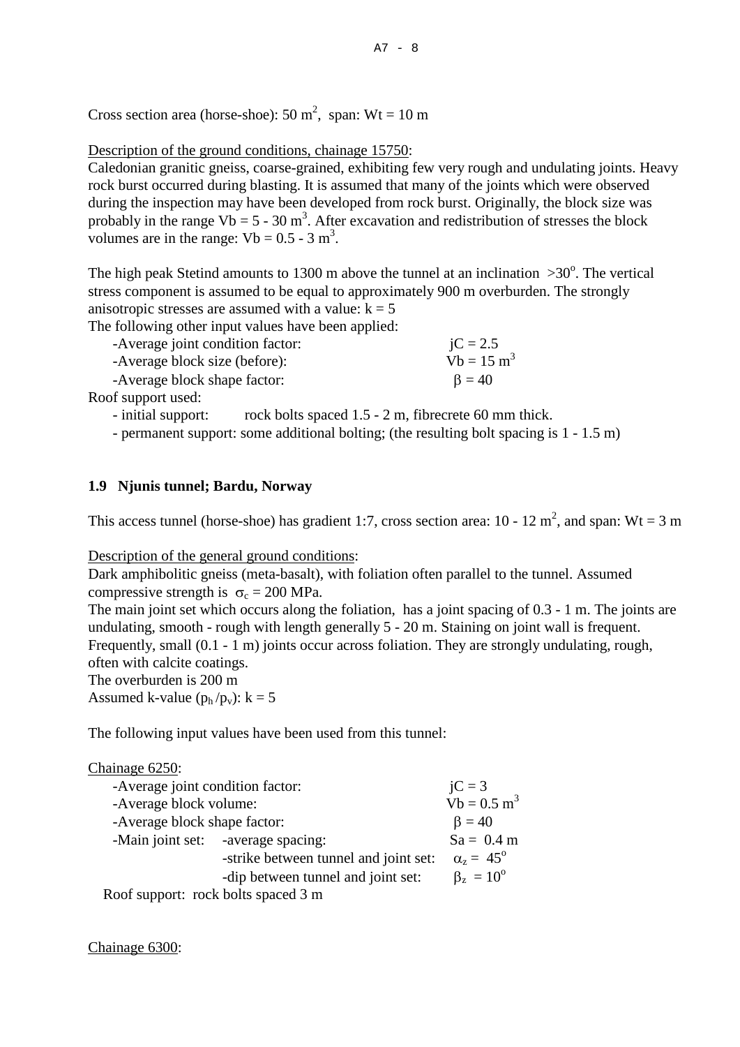Cross section area (horse-shoe): 50 $m^2$, span: Wt = 10 m

Description of the ground conditions, chainage 15750:
Caledonian granitic gneiss, coarse-grained, exhibiting few very rough and undulating joints. Heavy rock burst occurred during blasting. It is assumed that many of the joints which were observed during the inspection may have been developed from rock burst. Originally, the block size was probably in the range Vb = 5 - 30 $m^3$. After excavation and redistribution of stresses the block volumes are in the range: Vb = 0.5 - 3 $m^3$.

The high peak Stetind amounts to 1300 m above the tunnel at an inclination >30°. The vertical stress component is assumed to be equal to approximately 900 m overburden. The strongly anisotropic stresses are assumed with a value: k = 5

The following other input values have been applied:

- -Average joint condition factor: jC = 2.5
- -Average block size (before): Vb = 15 $m^3$
- -Average block shape factor: $\beta$ = 40

Roof support used:

- initial support: rock bolts spaced 1.5 - 2 m, fibrecrete 60 mm thick.
- permanent support: some additional bolting; (the resulting bolt spacing is 1 - 1.5 m)

### 1.9 Njunis tunnel; Bardu, Norway

This access tunnel (horse-shoe) has gradient 1:7, cross section area: 10 - 12 $m^2$, and span: Wt = 3 m

Description of the general ground conditions:
Dark amphibolitic gneiss (meta-basalt), with foliation often parallel to the tunnel. Assumed compressive strength is $\sigma_c$ = 200 MPa.
The main joint set which occurs along the foliation, has a joint spacing of 0.3 - 1 m. The joints are undulating, smooth - rough with length generally 5 - 20 m. Staining on joint wall is frequent. Frequently, small (0.1 - 1 m) joints occur across foliation. They are strongly undulating, rough, often with calcite coatings.
The overburden is 200 m
Assumed k-value ($p_h/p_v$): k = 5

The following input values have been used from this tunnel:

Chainage 6250:

- -Average joint condition factor: jC = 3
- -Average block volume: Vb = 0.5 $m^3$
- -Average block shape factor: $\beta$ = 40
- -Main joint set:
  - -average spacing: Sa = 0.4 m
  - -strike between tunnel and joint set: $\alpha_z$ = 45°
  - -dip between tunnel and joint set: $\beta_z$ = 10°

Roof support: rock bolts spaced 3 m

Chainage 6300: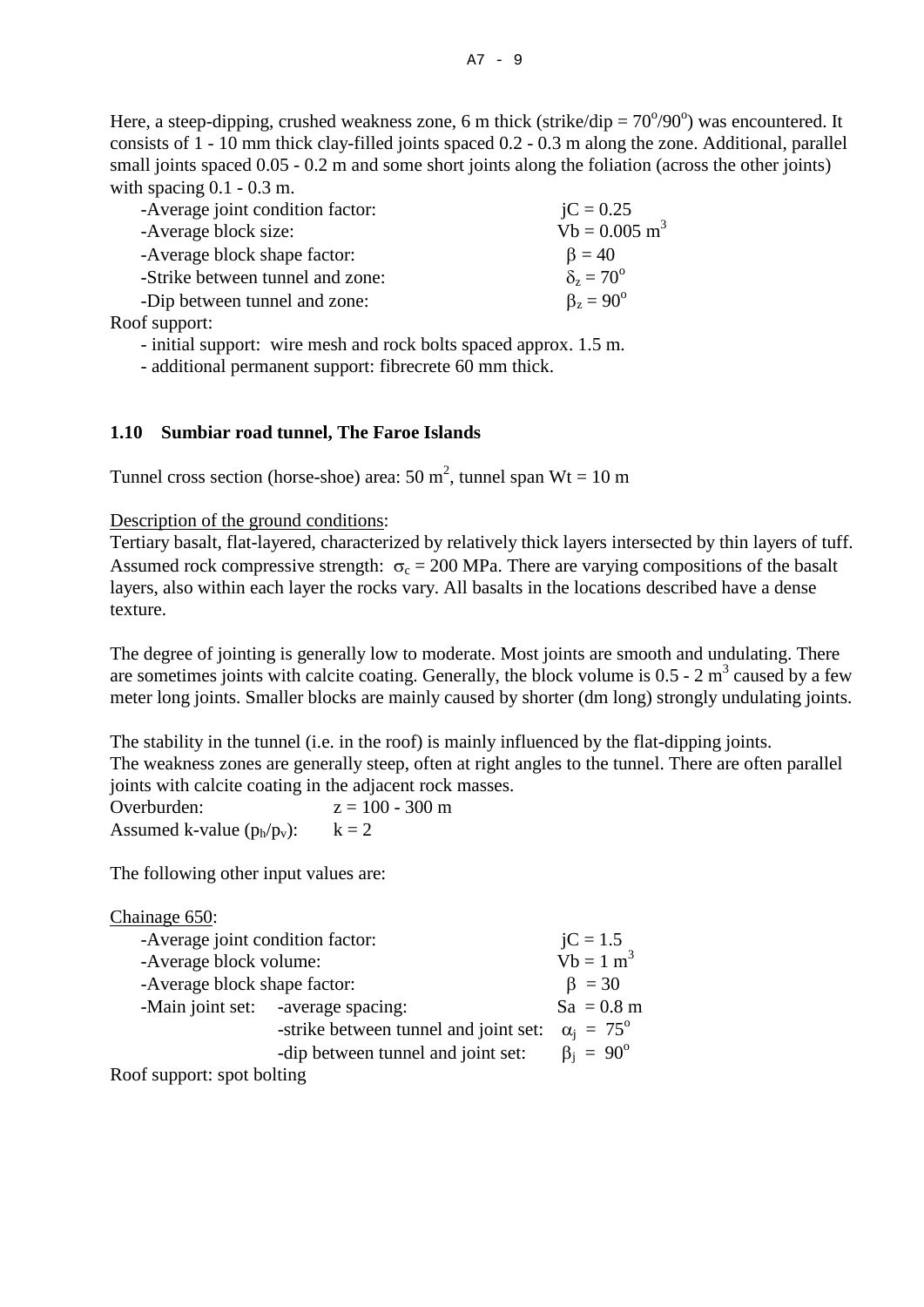Here, a steep-dipping, crushed weakness zone, 6 m thick (strike/dip = $70^o/90^o$) was encountered. It consists of 1 - 10 mm thick clay-filled joints spaced 0.2 - 0.3 m along the zone. Additional, parallel small joints spaced 0.05 - 0.2 m and some short joints along the foliation (across the other joints) with spacing 0.1 - 0.3 m.

- -Average joint condition factor: jC = 0.25
- -Average block size: Vb = 0.005 $m^3$
- -Average block shape factor: $\beta$ = 40
- -Strike between tunnel and zone: $\delta_z = 70^o$
- -Dip between tunnel and zone: $\beta_z = 90^o$

Roof support:

- initial support: wire mesh and rock bolts spaced approx. 1.5 m.
- additional permanent support: fibrecrete 60 mm thick.

### 1.10 Sumbiar road tunnel, The Faroe Islands

Tunnel cross section (horse-shoe) area: 50 $m^2$, tunnel span Wt = 10 m

Description of the ground conditions:
Tertiary basalt, flat-layered, characterized by relatively thick layers intersected by thin layers of tuff. Assumed rock compressive strength: $\sigma_c$ = 200 MPa. There are varying compositions of the basalt layers, also within each layer the rocks vary. All basalts in the locations described have a dense texture.

The degree of jointing is generally low to moderate. Most joints are smooth and undulating. There are sometimes joints with calcite coating. Generally, the block volume is 0.5 - 2 $m^3$ caused by a few meter long joints. Smaller blocks are mainly caused by shorter (dm long) strongly undulating joints.

The stability in the tunnel (i.e. in the roof) is mainly influenced by the flat-dipping joints.
The weakness zones are generally steep, often at right angles to the tunnel. There are often parallel joints with calcite coating in the adjacent rock masses.

Overburden: z = 100 - 300 m
Assumed k-value ($p_h/p_v$): k = 2

The following other input values are:

Chainage 650:

- -Average joint condition factor: jC = 1.5
- -Average block volume: Vb = 1 $m^3$
- -Average block shape factor: $\beta$ = 30
- -Main joint set:
  - -average spacing: Sa = 0.8 m
  - -strike between tunnel and joint set: $\alpha_j = 75^o$
  - -dip between tunnel and joint set: $\beta_j = 90^o$

Roof support: spot bolting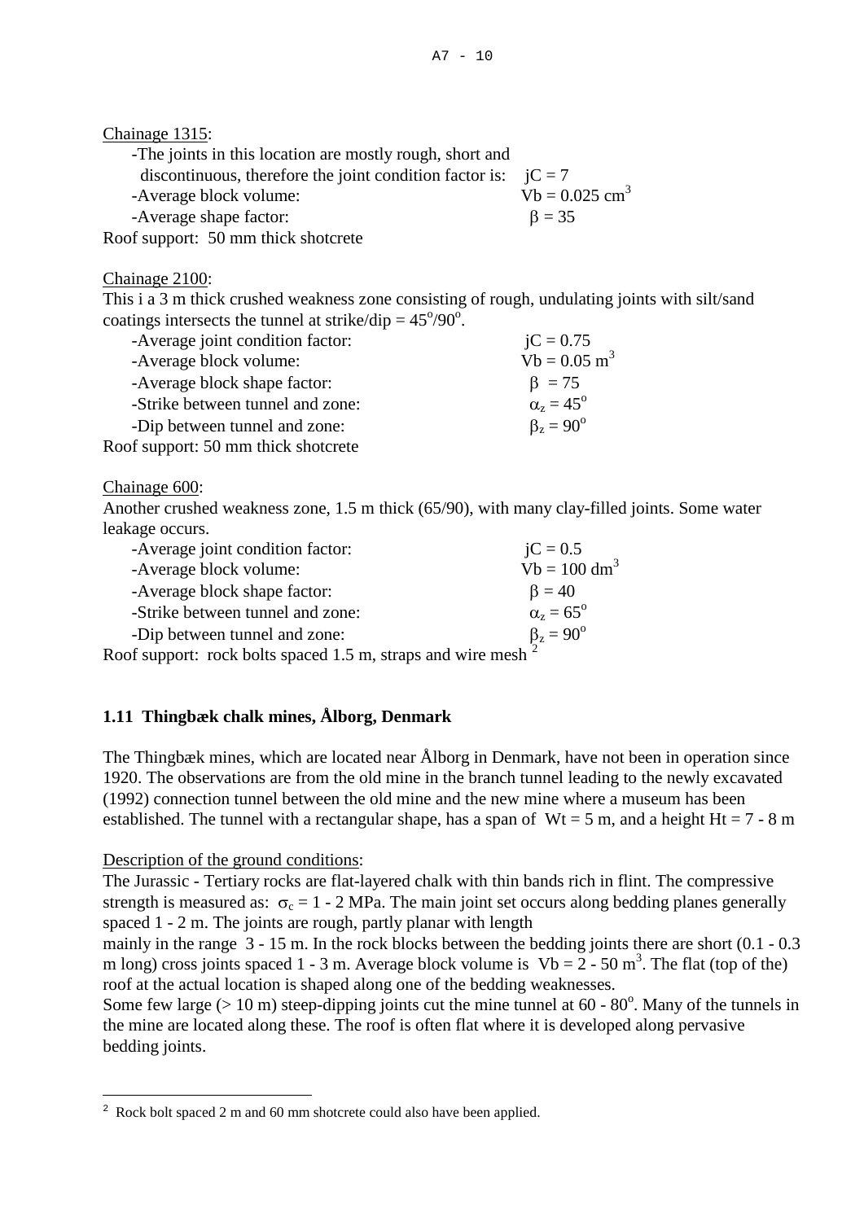Chainage 1315:

-The joints in this location are mostly rough, short and discontinuous, therefore the joint condition factor is: jC = 7
-Average block volume: Vb = 0.025 $cm^3$
-Average shape factor: $\beta$ = 35

Roof support: 50 mm thick shotcrete

Chainage 2100:

This i a 3 m thick crushed weakness zone consisting of rough, undulating joints with silt/sand coatings intersects the tunnel at strike/dip = $45^o/90^o$.

-Average joint condition factor: jC = 0.75
-Average block volume: Vb = 0.05 $m^3$
-Average block shape factor: $\beta$ = 75
-Strike between tunnel and zone: $\alpha_z = 45^o$
-Dip between tunnel and zone: $\beta_z = 90^o$

Roof support: 50 mm thick shotcrete

Chainage 600:

Another crushed weakness zone, 1.5 m thick (65/90), with many clay-filled joints. Some water leakage occurs.

-Average joint condition factor: jC = 0.5
-Average block volume: Vb = 100 $dm^3$
-Average block shape factor: $\beta$ = 40
-Strike between tunnel and zone: $\alpha_z = 65^o$
-Dip between tunnel and zone: $\beta_z = 90^o$

Roof support: rock bolts spaced 1.5 m, straps and wire mesh [2]

### 1.11 Thingbæk chalk mines, Ålborg, Denmark

The Thingbæk mines, which are located near Ålborg in Denmark, have not been in operation since 1920. The observations are from the old mine in the branch tunnel leading to the newly excavated (1992) connection tunnel between the old mine and the new mine where a museum has been established. The tunnel with a rectangular shape, has a span of Wt = 5 m, and a height Ht = 7 - 8 m

Description of the ground conditions:

The Jurassic - Tertiary rocks are flat-layered chalk with thin bands rich in flint. The compressive strength is measured as: $\sigma_c$ = 1 - 2 MPa. The main joint set occurs along bedding planes generally spaced 1 - 2 m. The joints are rough, partly planar with length mainly in the range 3 - 15 m. In the rock blocks between the bedding joints there are short (0.1 - 0.3 m long) cross joints spaced 1 - 3 m. Average block volume is Vb = 2 - 50 $m^3$. The flat (top of the) roof at the actual location is shaped along one of the bedding weaknesses.
Some few large (> 10 m) steep-dipping joints cut the mine tunnel at 60 - $80^o$. Many of the tunnels in the mine are located along these. The roof is often flat where it is developed along pervasive bedding joints.

[2] Rock bolt spaced 2 m and 60 mm shotcrete could also have been applied.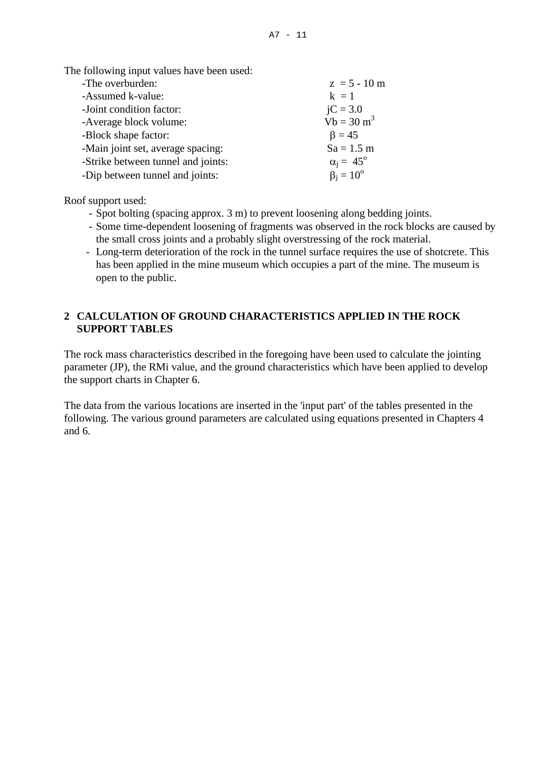The following input values have been used:

| | |
|---|---|
| -The overburden: | $z = 5 - 10$ m |
| -Assumed k-value: | $k = 1$ |
| -Joint condition factor: | $jC = 3.0$ |
| -Average block volume: | $Vb = 30$ m$^3$ |
| -Block shape factor: | $\beta = 45$ |
| -Main joint set, average spacing: | $Sa = 1.5$ m |
| -Strike between tunnel and joints: | $\alpha_j = 45^o$ |
| -Dip between tunnel and joints: | $\beta_j = 10^o$ |

Roof support used:

- Spot bolting (spacing approx. 3 m) to prevent loosening along bedding joints.
- Some time-dependent loosening of fragments was observed in the rock blocks are caused by the small cross joints and a probably slight overstressing of the rock material.
- Long-term deterioration of the rock in the tunnel surface requires the use of shotcrete. This has been applied in the mine museum which occupies a part of the mine. The museum is open to the public.

## 2 CALCULATION OF GROUND CHARACTERISTICS APPLIED IN THE ROCK SUPPORT TABLES

The rock mass characteristics described in the foregoing have been used to calculate the jointing parameter (JP), the RMi value, and the ground characteristics which have been applied to develop the support charts in Chapter 6.

The data from the various locations are inserted in the 'input part' of the tables presented in the following. The various ground parameters are calculated using equations presented in Chapters 4 and 6.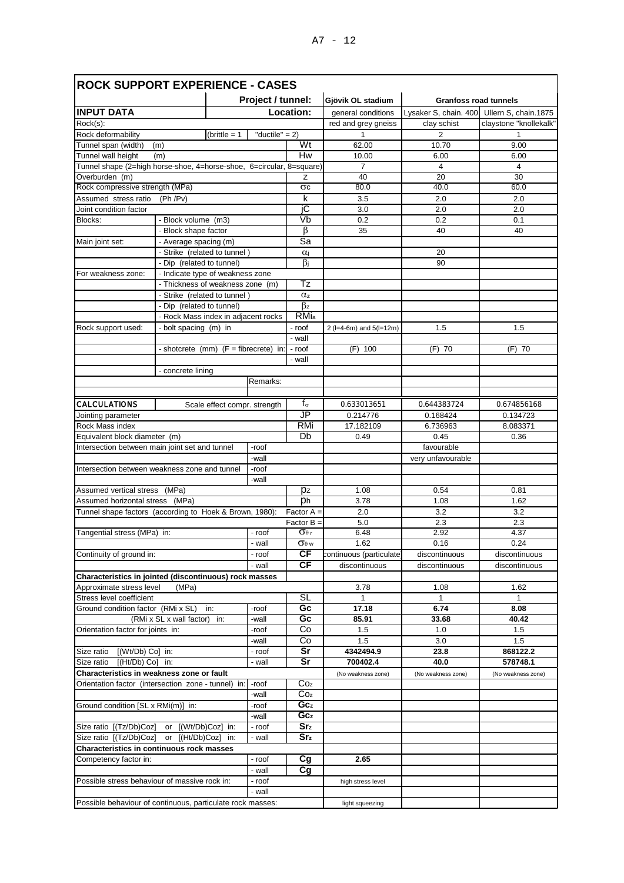## ROCK SUPPORT EXPERIENCE - CASES

| | | | | Project / tunnel: | Gjövik OL stadium | Granfoss road tunnels | |
|---|---|---|---|---|---|---|---|
| **INPUT DATA** | | | | Location: | general conditions | Lysaker S, chain. 400 | Ullern S, chain.1875 |
| Rock(s): | | | | | red and grey gneiss | clay schist | claystone "knollekalk" |
| Rock deformability | | (brittle = 1 | "ductile" = 2) | | 1 | 2 | 1 |
| Tunnel span (width) (m) | | | | Wt | 62.00 | 10.70 | 9.00 |
| Tunnel wall height (m) | | | | Hw | 10.00 | 6.00 | 6.00 |
| Tunnel shape (2=high horse-shoe, 4=horse-shoe, 6=circular, 8=square) | | | | | 7 | 4 | 4 |
| Overburden (m) | | | | z | 40 | 20 | 30 |
| Rock compressive strength (MPa) | | | | $\sigma c$ | 80.0 | 40.0 | 60.0 |
| Assumed stress ratio (Ph /Pv) | | | | k | 3.5 | 2.0 | 2.0 |
| Joint condition factor | | | | jC | 3.0 | 2.0 | 2.0 |
| Blocks: | - Block volume (m3) | | | Vb | 0.2 | 0.2 | 0.1 |
| | - Block shape factor | | | $\beta$ | 35 | 40 | 40 |
| Main joint set: | - Average spacing (m) | | | Sa | | | |
| | - Strike (related to tunnel ) | | | $\alpha_j$ | | 20 | |
| | - Dip (related to tunnel) | | | $\beta_j$ | | 90 | |
| For weakness zone: | - Indicate type of weakness zone | | | | | | |
| | - Thickness of weakness zone (m) | | | Tz | | | |
| | - Strike (related to tunnel ) | | | $\alpha_z$ | | | |
| | - Dip (related to tunnel) | | | $\beta_z$ | | | |
| | - Rock Mass index in adjacent rocks | | | $RMi_a$ | | | |
| Rock support used: | - bolt spacing (m) in | | | - roof | 2 (l=4-6m) and 5(l=12m) | 1.5 | 1.5 |
| | | | | - wall | | | |
| | - shotcrete (mm) (F = fibrecrete) in: | | | - roof | (F) 100 | (F) 70 | (F) 70 |
| | | | | - wall | | | |
| | - concrete lining | | | | | | |
| | | | Remarks: | | | | |
| | | | | | | | |
| **CALCULATIONS** | Scale effect compr. strength | | | $f_\sigma$ | 0.633013651 | 0.644383724 | 0.674856168 |
| Jointing parameter | | | | JP | 0.214776 | 0.168424 | 0.134723 |
| Rock Mass index | | | | RMi | 17.182109 | 6.736963 | 8.083371 |
| Equivalent block diameter (m) | | | | Db | 0.49 | 0.45 | 0.36 |
| Intersection between main joint set and tunnel | | | -roof | | | favourable | |
| | | | -wall | | | very unfavourable | |
| Intersection between weakness zone and tunnel | | | -roof | | | | |
| | | | -wall | | | | |
| Assumed vertical stress (MPa) | | | | pz | 1.08 | 0.54 | 0.81 |
| Assumed horizontal stress (MPa) | | | | ph | 3.78 | 1.08 | 1.62 |
| Tunnel shape factors (according to Hoek & Brown, 1980): | | | | Factor A = | 2.0 | 3.2 | 3.2 |
| | | | | Factor B = | 5.0 | 2.3 | 2.3 |
| Tangential stress (MPa) in: | | | - roof | $\sigma_{\theta r}$ | 6.48 | 2.92 | 4.37 |
| | | | - wall | $\sigma_{\theta w}$ | 1.62 | 0.16 | 0.24 |
| Continuity of ground in: | | | - roof | CF | continuous (particulate | discontinuous | discontinuous |
| | | | - wall | CF | discontinuous | discontinuous | discontinuous |
| **Characteristics in jointed (discontinuous) rock masses** | | | | | | | |
| Approximate stress level (MPa) | | | | | 3.78 | 1.08 | 1.62 |
| Stress level coefficient | | | | SL | 1 | 1 | 1 |
| Ground condition factor (RMi x SL) in: | | | -roof | Gc | **17.18** | **6.74** | **8.08** |
| (RMi x SL x wall factor) in: | | | -wall | Gc | **85.91** | **33.68** | **40.42** |
| Orientation factor for joints in: | | | -roof | Co | 1.5 | 1.0 | 1.5 |
| | | | -wall | Co | 1.5 | 3.0 | 1.5 |
| Size ratio [(Wt/Db) Co] in: | | | - roof | Sr | **4342494.9** | **23.8** | **868122.2** |
| Size ratio [(Ht/Db) Co] in: | | | - wall | Sr | **700402.4** | **40.0** | **578748.1** |
| **Characteristics in weakness zone or fault** | | | | | (No weakness zone) | (No weakness zone) | (No weakness zone) |
| Orientation factor (intersection zone - tunnel) in: | | | -roof | $Co_z$ | | | |
| | | | -wall | $Co_z$ | | | |
| Ground condition [SL x RMi(m)] in: | | | -roof | $Gc_z$ | | | |
| | | | -wall | $Gc_z$ | | | |
| Size ratio [(Tz/Db)Coz] or [(Wt/Db)Coz] in: | | | - roof | $Sr_z$ | | | |
| Size ratio [(Tz/Db)Coz] or [(Ht/Db)Coz] in: | | | - wall | $Sr_z$ | | | |
| **Characteristics in continuous rock masses** | | | | | | | |
| Competency factor in: | | | - roof | Cg | **2.65** | | |
| | | | - wall | Cg | | | |
| Possible stress behaviour of massive rock in: | | | - roof | | high stress level | | |
| | | | - wall | | | | |
| Possible behaviour of continuous, particulate rock masses: | | | | | light squeezing | | |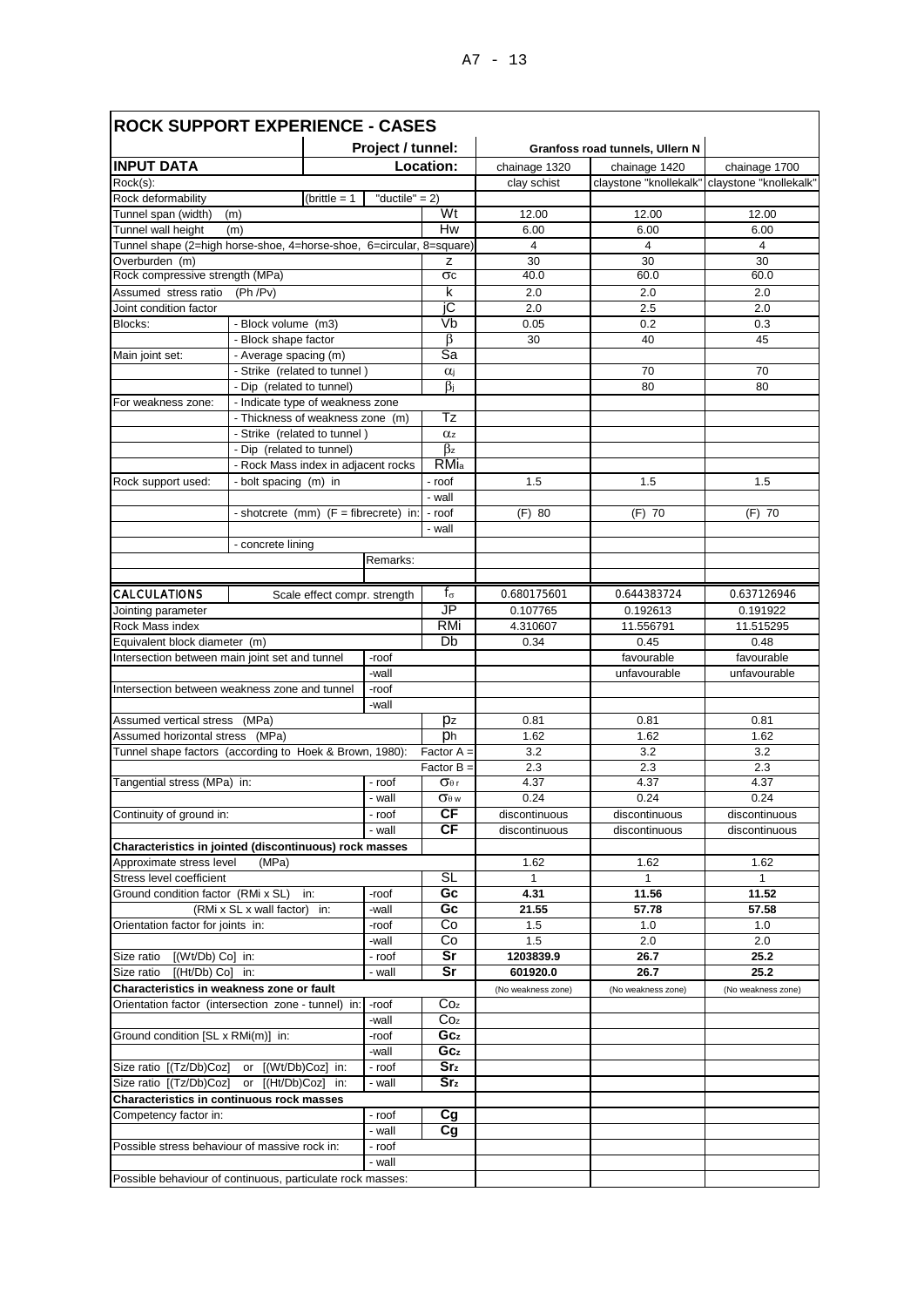## ROCK SUPPORT EXPERIENCE - CASES

| | | | | Project / tunnel: | Granfoss road tunnels, Ullern N | | |
|---|---|---|---|---|---|---|---|
| **INPUT DATA** | | | | Location: | chainage 1320 | chainage 1420 | chainage 1700 |
| Rock(s): | | | | | clay schist | claystone "knollekalk" | claystone "knollekalk" |
| Rock deformability | | (brittle = 1 | "ductile" = 2) | | | | |
| Tunnel span (width) (m) | | | | Wt | 12.00 | 12.00 | 12.00 |
| Tunnel wall height (m) | | | | Hw | 6.00 | 6.00 | 6.00 |
| Tunnel shape (2=high horse-shoe, 4=horse-shoe, 6=circular, 8=square) | | | | | 4 | 4 | 4 |
| Overburden (m) | | | | z | 30 | 30 | 30 |
| Rock compressive strength (MPa) | | | | $\sigma c$ | 40.0 | 60.0 | 60.0 |
| Assumed stress ratio (Ph /Pv) | | | | k | 2.0 | 2.0 | 2.0 |
| Joint condition factor | | | | jC | 2.0 | 2.5 | 2.0 |
| Blocks: | - Block volume (m3) | | | Vb | 0.05 | 0.2 | 0.3 |
| | - Block shape factor | | | $\beta$ | 30 | 40 | 45 |
| Main joint set: | - Average spacing (m) | | | Sa | | | |
| | - Strike (related to tunnel ) | | | $\alpha_j$ | | 70 | 70 |
| | - Dip (related to tunnel) | | | $\beta_j$ | | 80 | 80 |
| For weakness zone: | - Indicate type of weakness zone | | | | | | |
| | - Thickness of weakness zone (m) | | | Tz | | | |
| | - Strike (related to tunnel ) | | | $\alpha_z$ | | | |
| | - Dip (related to tunnel) | | | $\beta_z$ | | | |
| | - Rock Mass index in adjacent rocks | | | $RMi_a$ | | | |
| Rock support used: | - bolt spacing (m) in | | | - roof | 1.5 | 1.5 | 1.5 |
| | | | | - wall | | | |
| | - shotcrete (mm) (F = fibrecrete) in: | | | - roof | (F) 80 | (F) 70 | (F) 70 |
| | | | | - wall | | | |
| | - concrete lining | | | | | | |
| | | | Remarks: | | | | |
| **CALCULATIONS** | Scale effect compr. strength | | | $f_\sigma$ | 0.680175601 | 0.644383724 | 0.637126946 |
| Jointing parameter | | | | JP | 0.107765 | 0.192613 | 0.191922 |
| Rock Mass index | | | | RMi | 4.310607 | 11.556791 | 11.515295 |
| Equivalent block diameter (m) | | | | Db | 0.34 | 0.45 | 0.48 |
| Intersection between main joint set and tunnel | | | -roof | | | favourable | favourable |
| | | | -wall | | | unfavourable | unfavourable |
| Intersection between weakness zone and tunnel | | | -roof | | | | |
| | | | -wall | | | | |
| Assumed vertical stress (MPa) | | | | $p_z$ | 0.81 | 0.81 | 0.81 |
| Assumed horizontal stress (MPa) | | | | $p_h$ | 1.62 | 1.62 | 1.62 |
| Tunnel shape factors (according to Hoek & Brown, 1980): | | | | Factor A = | 3.2 | 3.2 | 3.2 |
| | | | | Factor B = | 2.3 | 2.3 | 2.3 |
| Tangential stress (MPa) in: | | | - roof | $\sigma_{\theta r}$ | 4.37 | 4.37 | 4.37 |
| | | | - wall | $\sigma_{\theta w}$ | 0.24 | 0.24 | 0.24 |
| Continuity of ground in: | | | - roof | CF | discontinuous | discontinuous | discontinuous |
| | | | - wall | CF | discontinuous | discontinuous | discontinuous |
| **Characteristics in jointed (discontinuous) rock masses** | | | | | | | |
| Approximate stress level (MPa) | | | | | 1.62 | 1.62 | 1.62 |
| Stress level coefficient | | | | SL | 1 | 1 | 1 |
| Ground condition factor (RMi x SL) in: | | | -roof | Gc | **4.31** | **11.56** | **11.52** |
| (RMi x SL x wall factor) in: | | | -wall | Gc | **21.55** | **57.78** | **57.58** |
| Orientation factor for joints in: | | | -roof | Co | 1.5 | 1.0 | 1.0 |
| | | | -wall | Co | 1.5 | 2.0 | 2.0 |
| Size ratio [(Wt/Db) Co] in: | | | - roof | Sr | **1203839.9** | **26.7** | **25.2** |
| Size ratio [(Ht/Db) Co] in: | | | - wall | Sr | **601920.0** | **26.7** | **25.2** |
| **Characteristics in weakness zone or fault** | | | | | (No weakness zone) | (No weakness zone) | (No weakness zone) |
| Orientation factor (intersection zone - tunnel) in: | | | -roof | $Co_z$ | | | |
| | | | -wall | $Co_z$ | | | |
| Ground condition [SL x RMi(m)] in: | | | -roof | $Gc_z$ | | | |
| | | | -wall | $Gc_z$ | | | |
| Size ratio [(Tz/Db)Coz] or [(Wt/Db)Coz] in: | | | - roof | $Sr_z$ | | | |
| Size ratio [(Tz/Db)Coz] or [(Ht/Db)Coz] in: | | | - wall | $Sr_z$ | | | |
| **Characteristics in continuous rock masses** | | | | | | | |
| Competency factor in: | | | - roof | Cg | | | |
| | | | - wall | Cg | | | |
| Possible stress behaviour of massive rock in: | | | - roof | | | | |
| | | | - wall | | | | |
| Possible behaviour of continuous, particulate rock masses: | | | | | | | |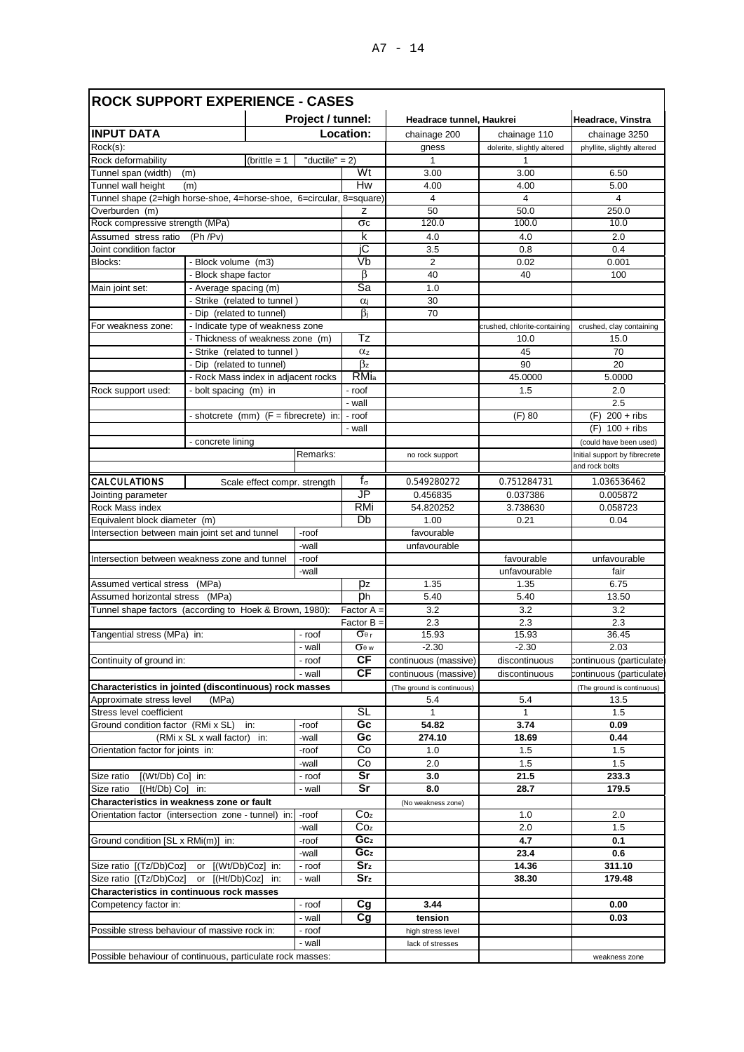## ROCK SUPPORT EXPERIENCE - CASES

| | | | | | | |
|---|---|---|---|---|---|---|
| | | Project / tunnel: | | Headrace tunnel, Haukrei | | Headrace, Vinstra |
| **INPUT DATA** | | Location: | | chainage 200 | chainage 110 | chainage 3250 |
| Rock(s): | | | | gness | dolerite, slightly altered | phyllite, slightly altered |
| Rock deformability | | (brittle = 1 "ductile" = 2) | | 1 | 1 | |
| Tunnel span (width) (m) | | | Wt | 3.00 | 3.00 | 6.50 |
| Tunnel wall height (m) | | | Hw | 4.00 | 4.00 | 5.00 |
| Tunnel shape (2=high horse-shoe, 4=horse-shoe, 6=circular, 8=square) | | | | 4 | 4 | 4 |
| Overburden (m) | | | z | 50 | 50.0 | 250.0 |
| Rock compressive strength (MPa) | | | $\sigma c$ | 120.0 | 100.0 | 10.0 |
| Assumed stress ratio (Ph /Pv) | | | k | 4.0 | 4.0 | 2.0 |
| Joint condition factor | | | jC | 3.5 | 0.8 | 0.4 |
| Blocks: | - Block volume (m3) | | Vb | 2 | 0.02 | 0.001 |
| | - Block shape factor | | $\beta$ | 40 | 40 | 100 |
| Main joint set: | - Average spacing (m) | | Sa | 1.0 | | |
| | - Strike (related to tunnel ) | | $\alpha_j$ | 30 | | |
| | - Dip (related to tunnel) | | $\beta_j$ | 70 | | |
| For weakness zone: | - Indicate type of weakness zone | | | | crushed, chlorite-containing | crushed, clay containing |
| | - Thickness of weakness zone (m) | | Tz | | 10.0 | 15.0 |
| | - Strike (related to tunnel ) | | $\alpha_z$ | | 45 | 70 |
| | - Dip (related to tunnel) | | $\beta_z$ | | 90 | 20 |
| | - Rock Mass index in adjacent rocks | | $RMi_a$ | | 45.0000 | 5.0000 |
| Rock support used: | - bolt spacing (m) in | | - roof | | 1.5 | 2.0 |
| | | | - wall | | | 2.5 |
| | - shotcrete (mm) (F = fibrecrete) in: | | - roof | | (F) 80 | (F) 200 + ribs |
| | | | - wall | | | (F) 100 + ribs |
| | - concrete lining | | | | | (could have been used) |
| | | Remarks: | | no rock support | | Initial support by fibrecrete and rock bolts |
| **CALCULATIONS** | Scale effect compr. strength | | $f_\sigma$ | 0.549280272 | 0.751284731 | 1.036536462 |
| Jointing parameter | | | JP | 0.456835 | 0.037386 | 0.005872 |
| Rock Mass index | | | RMi | 54.820252 | 3.738630 | 0.058723 |
| Equivalent block diameter (m) | | | Db | 1.00 | 0.21 | 0.04 |
| Intersection between main joint set and tunnel | | -roof | | favourable | | |
| | | -wall | | unfavourable | | |
| Intersection between weakness zone and tunnel | | -roof | | | favourable | unfavourable |
| | | -wall | | | unfavourable | fair |
| Assumed vertical stress (MPa) | | | pz | 1.35 | 1.35 | 6.75 |
| Assumed horizontal stress (MPa) | | | ph | 5.40 | 5.40 | 13.50 |
| Tunnel shape factors (according to Hoek & Brown, 1980): | | | Factor A = | 3.2 | 3.2 | 3.2 |
| | | | Factor B = | 2.3 | 2.3 | 2.3 |
| Tangential stress (MPa) in: | | - roof | $\sigma_{\theta r}$ | 15.93 | 15.93 | 36.45 |
| | | - wall | $\sigma_{\theta w}$ | -2.30 | -2.30 | 2.03 |
| Continuity of ground in: | | - roof | CF | continuous (massive) | discontinuous | continuous (particulate) |
| | | - wall | CF | continuous (massive) | discontinuous | continuous (particulate) |
| **Characteristics in jointed (discontinuous) rock masses** | | | | (The ground is continuous) | | (The ground is continuous) |
| Approximate stress level (MPa) | | | | 5.4 | 5.4 | 13.5 |
| Stress level coefficient | | | SL | 1 | 1 | 1.5 |
| Ground condition factor (RMi x SL) in: | | -roof | Gc | **54.82** | **3.74** | **0.09** |
| (RMi x SL x wall factor) in: | | -wall | Gc | **274.10** | **18.69** | **0.44** |
| Orientation factor for joints in: | | -roof | Co | 1.0 | 1.5 | 1.5 |
| | | -wall | Co | 2.0 | 1.5 | 1.5 |
| Size ratio [(Wt/Db) Co] in: | | - roof | Sr | **3.0** | **21.5** | **233.3** |
| Size ratio [(Ht/Db) Co] in: | | - wall | Sr | **8.0** | **28.7** | **179.5** |
| **Characteristics in weakness zone or fault** | | | | (No weakness zone) | | |
| Orientation factor (intersection zone - tunnel) in: | | -roof | $Co_z$ | | 1.0 | 2.0 |
| | | -wall | $Co_z$ | | 2.0 | 1.5 |
| Ground condition [SL x RMi(m)] in: | | -roof | $Gc_z$ | | **4.7** | **0.1** |
| | | -wall | $Gc_z$ | | **23.4** | **0.6** |
| Size ratio [(Tz/Db)Coz] or [(Wt/Db)Coz] in: | | - roof | $Sr_z$ | | **14.36** | **311.10** |
| Size ratio [(Tz/Db)Coz] or [(Ht/Db)Coz] in: | | - wall | $Sr_z$ | | **38.30** | **179.48** |
| **Characteristics in continuous rock masses** | | | | | | |
| Competency factor in: | | - roof | Cg | **3.44** | | **0.00** |
| | | - wall | Cg | **tension** | | **0.03** |
| Possible stress behaviour of massive rock in: | | - roof | | high stress level | | |
| | | - wall | | lack of stresses | | |
| Possible behaviour of continuous, particulate rock masses: | | | | | | weakness zone |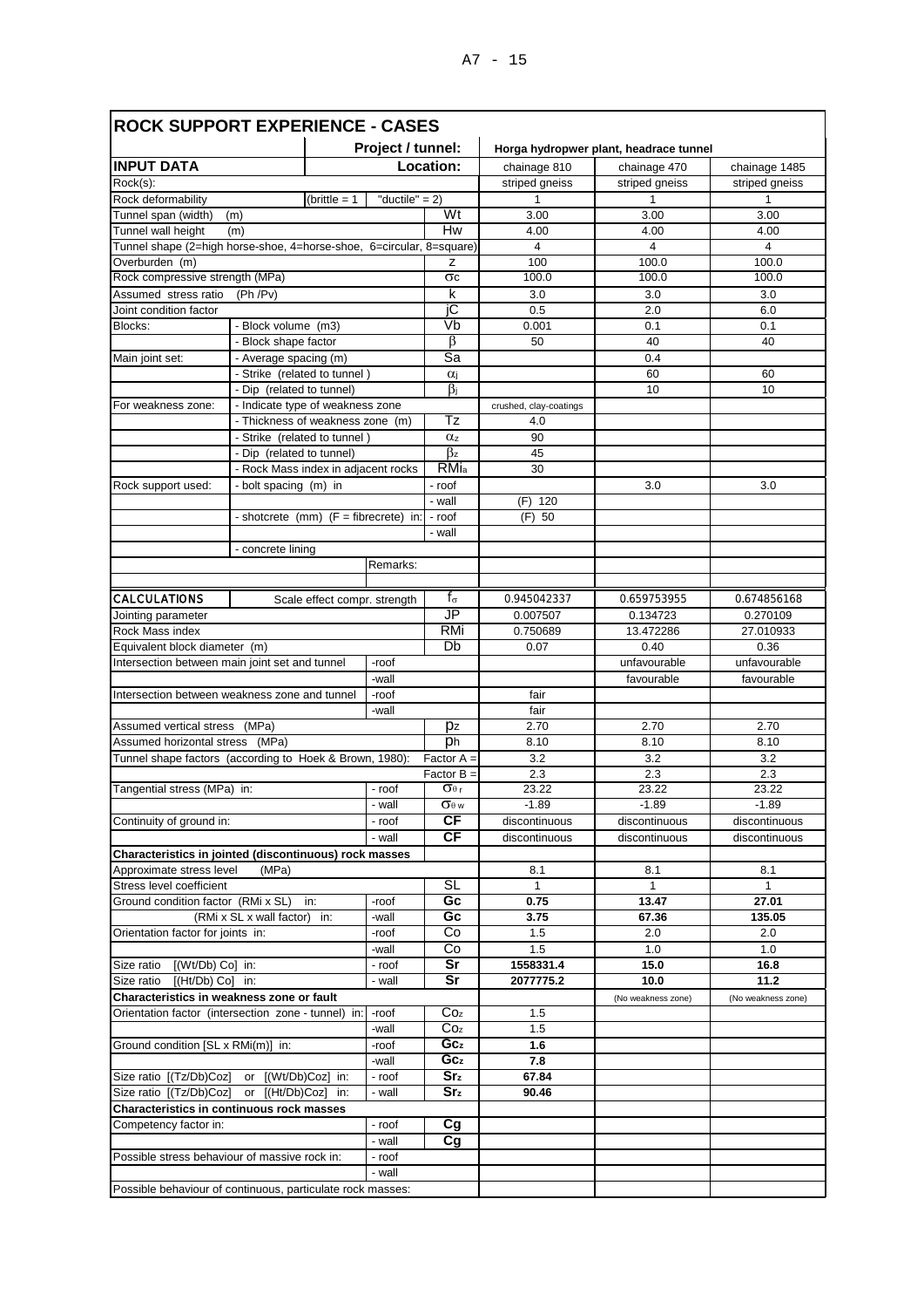## ROCK SUPPORT EXPERIENCE - CASES

| | | | | | | | |
|---|---|---|---|---|---|---|---|
| | | Project / tunnel: | | | Horga hydropwer plant, headrace tunnel | | |
| **INPUT DATA** | | | | Location: | chainage 810 | chainage 470 | chainage 1485 |
| Rock(s): | | | | | striped gneiss | striped gneiss | striped gneiss |
| Rock deformability | | (brittle = 1 | "ductile" = 2) | | 1 | 1 | 1 |
| Tunnel span (width) (m) | | | | Wt | 3.00 | 3.00 | 3.00 |
| Tunnel wall height (m) | | | | Hw | 4.00 | 4.00 | 4.00 |
| Tunnel shape (2=high horse-shoe, 4=horse-shoe, 6=circular, 8=square) | | | | | 4 | 4 | 4 |
| Overburden (m) | | | | z | 100 | 100.0 | 100.0 |
| Rock compressive strength (MPa) | | | | $\sigma c$ | 100.0 | 100.0 | 100.0 |
| Assumed stress ratio (Ph /Pv) | | | | k | 3.0 | 3.0 | 3.0 |
| Joint condition factor | | | | jC | 0.5 | 2.0 | 6.0 |
| Blocks: | - Block volume (m3) | | | Vb | 0.001 | 0.1 | 0.1 |
| | - Block shape factor | | | $\beta$ | 50 | 40 | 40 |
| Main joint set: | - Average spacing (m) | | | Sa | | 0.4 | |
| | - Strike (related to tunnel ) | | | $\alpha_j$ | | 60 | 60 |
| | - Dip (related to tunnel) | | | $\beta_j$ | | 10 | 10 |
| For weakness zone: | - Indicate type of weakness zone | | | | crushed, clay-coatings | | |
| | - Thickness of weakness zone (m) | | | Tz | 4.0 | | |
| | - Strike (related to tunnel ) | | | $\alpha_z$ | 90 | | |
| | - Dip (related to tunnel) | | | $\beta_z$ | 45 | | |
| | - Rock Mass index in adjacent rocks | | | $RMi_a$ | 30 | | |
| Rock support used: | - bolt spacing (m) in | | | - roof | | 3.0 | 3.0 |
| | | | | - wall | (F) 120 | | |
| | - shotcrete (mm) (F = fibrecrete) in: | | | - roof | (F) 50 | | |
| | | | | - wall | | | |
| | - concrete lining | | | | | | |
| | | | Remarks: | | | | |
| | | | | | | | |
| **CALCULATIONS** | Scale effect compr. strength | | | $f_\sigma$ | 0.945042337 | 0.659753955 | 0.674856168 |
| Jointing parameter | | | | JP | 0.007507 | 0.134723 | 0.270109 |
| Rock Mass index | | | | RMi | 0.750689 | 13.472286 | 27.010933 |
| Equivalent block diameter (m) | | | | Db | 0.07 | 0.40 | 0.36 |
| Intersection between main joint set and tunnel | | | -roof | | | unfavourable | unfavourable |
| | | | -wall | | | favourable | favourable |
| Intersection between weakness zone and tunnel | | | -roof | | fair | | |
| | | | -wall | | fair | | |
| Assumed vertical stress (MPa) | | | | pz | 2.70 | 2.70 | 2.70 |
| Assumed horizontal stress (MPa) | | | | ph | 8.10 | 8.10 | 8.10 |
| Tunnel shape factors (according to Hoek & Brown, 1980): | | | | Factor A = | 3.2 | 3.2 | 3.2 |
| | | | | Factor B = | 2.3 | 2.3 | 2.3 |
| Tangential stress (MPa) in: | | | - roof | $\sigma_{\theta r}$ | 23.22 | 23.22 | 23.22 |
| | | | - wall | $\sigma_{\theta w}$ | -1.89 | -1.89 | -1.89 |
| Continuity of ground in: | | | - roof | CF | discontinuous | discontinuous | discontinuous |
| | | | - wall | CF | discontinuous | discontinuous | discontinuous |
| **Characteristics in jointed (discontinuous) rock masses** | | | | | | | |
| Approximate stress level (MPa) | | | | | 8.1 | 8.1 | 8.1 |
| Stress level coefficient | | | | SL | 1 | 1 | 1 |
| Ground condition factor (RMi x SL) in: | | | -roof | Gc | **0.75** | **13.47** | **27.01** |
| (RMi x SL x wall factor) in: | | | -wall | Gc | **3.75** | **67.36** | **135.05** |
| Orientation factor for joints in: | | | -roof | Co | 1.5 | 2.0 | 2.0 |
| | | | -wall | Co | 1.5 | 1.0 | 1.0 |
| Size ratio [(Wt/Db) Co] in: | | | - roof | Sr | **1558331.4** | **15.0** | **16.8** |
| Size ratio [(Ht/Db) Co] in: | | | - wall | Sr | **2077775.2** | **10.0** | **11.2** |
| **Characteristics in weakness zone or fault** | | | | | | (No weakness zone) | (No weakness zone) |
| Orientation factor (intersection zone - tunnel) in: | | | -roof | $Co_z$ | 1.5 | | |
| | | | -wall | $Co_z$ | 1.5 | | |
| Ground condition [SL x RMi(m)] in: | | | -roof | $Gc_z$ | **1.6** | | |
| | | | -wall | $Gc_z$ | **7.8** | | |
| Size ratio [(Tz/Db)Coz] or [(Wt/Db)Coz] in: | | | - roof | $Sr_z$ | **67.84** | | |
| Size ratio [(Tz/Db)Coz] or [(Ht/Db)Coz] in: | | | - wall | $Sr_z$ | **90.46** | | |
| **Characteristics in continuous rock masses** | | | | | | | |
| Competency factor in: | | | - roof | Cg | | | |
| | | | - wall | Cg | | | |
| Possible stress behaviour of massive rock in: | | | - roof | | | | |
| | | | - wall | | | | |
| Possible behaviour of continuous, particulate rock masses: | | | | | | | |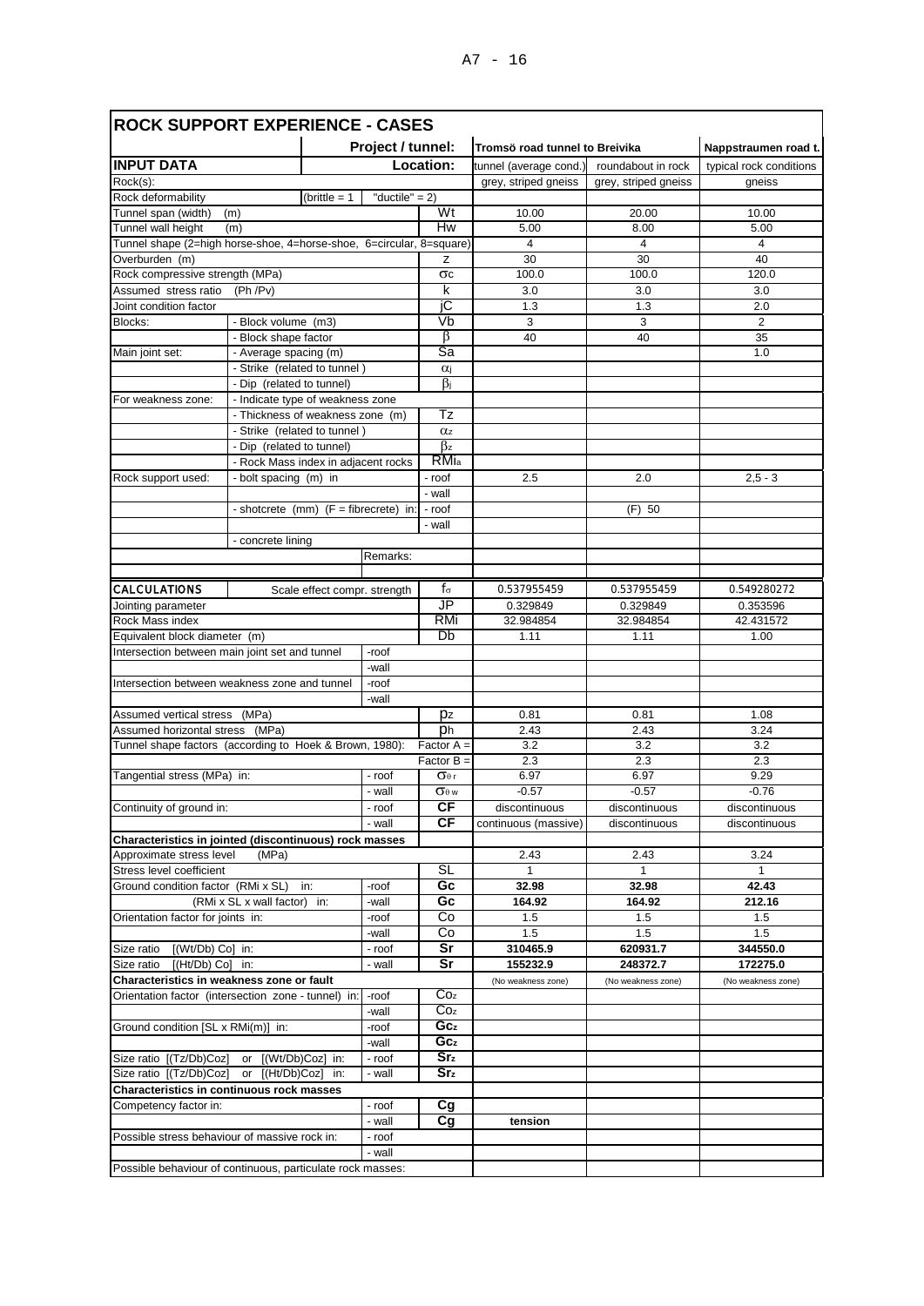## ROCK SUPPORT EXPERIENCE - CASES

| | | | | | |
|---|---|---|---|---|---|
| | | Project / tunnel: | Tromsö road tunnel to Breivika | | Nappstraumen road t. |
| **INPUT DATA** | | Location: | tunnel (average cond.) | roundabout in rock | typical rock conditions |
| Rock(s): | | | grey, striped gneiss | grey, striped gneiss | gneiss |
| Rock deformability | (brittle = 1 "ductile" = 2) | | | | |
| Tunnel span (width) (m) | | Wt | 10.00 | 20.00 | 10.00 |
| Tunnel wall height (m) | | Hw | 5.00 | 8.00 | 5.00 |
| Tunnel shape (2=high horse-shoe, 4=horse-shoe, 6=circular, 8=square) | | | 4 | 4 | 4 |
| Overburden (m) | | z | 30 | 30 | 40 |
| Rock compressive strength (MPa) | | $\sigma c$ | 100.0 | 100.0 | 120.0 |
| Assumed stress ratio (Ph /Pv) | | k | 3.0 | 3.0 | 3.0 |
| Joint condition factor | | jC | 1.3 | 1.3 | 2.0 |
| Blocks: | - Block volume (m3) | Vb | 3 | 3 | 2 |
| | - Block shape factor | $\beta$ | 40 | 40 | 35 |
| Main joint set: | - Average spacing (m) | Sa | | | 1.0 |
| | - Strike (related to tunnel ) | $\alpha_j$ | | | |
| | - Dip (related to tunnel) | $\beta_j$ | | | |
| For weakness zone: | - Indicate type of weakness zone | | | | |
| | - Thickness of weakness zone (m) | Tz | | | |
| | - Strike (related to tunnel ) | $\alpha_z$ | | | |
| | - Dip (related to tunnel) | $\beta_z$ | | | |
| | - Rock Mass index in adjacent rocks | $RMi_a$ | | | |
| Rock support used: | - bolt spacing (m) in | - roof | 2.5 | 2.0 | 2,5 - 3 |
| | | - wall | | | |
| | - shotcrete (mm) (F = fibrecrete) in: | - roof | | (F) 50 | |
| | | - wall | | | |
| | - concrete lining | | | | |
| | Remarks: | | | | |
| | | | | | |
| **CALCULATIONS** | Scale effect compr. strength | $f_\sigma$ | 0.537955459 | 0.537955459 | 0.549280272 |
| Jointing parameter | | JP | 0.329849 | 0.329849 | 0.353596 |
| Rock Mass index | | RMi | 32.984854 | 32.984854 | 42.431572 |
| Equivalent block diameter (m) | | Db | 1.11 | 1.11 | 1.00 |
| Intersection between main joint set and tunnel | -roof | | | | |
| | -wall | | | | |
| Intersection between weakness zone and tunnel | -roof | | | | |
| | -wall | | | | |
| Assumed vertical stress (MPa) | | pz | 0.81 | 0.81 | 1.08 |
| Assumed horizontal stress (MPa) | | ph | 2.43 | 2.43 | 3.24 |
| Tunnel shape factors (according to Hoek & Brown, 1980): | | Factor A = | 3.2 | 3.2 | 3.2 |
| | | Factor B = | 2.3 | 2.3 | 2.3 |
| Tangential stress (MPa) in: | - roof | $\sigma_{\theta r}$ | 6.97 | 6.97 | 9.29 |
| | - wall | $\sigma_{\theta w}$ | -0.57 | -0.57 | -0.76 |
| Continuity of ground in: | - roof | CF | discontinuous | discontinuous | discontinuous |
| | - wall | CF | continuous (massive) | discontinuous | discontinuous |
| **Characteristics in jointed (discontinuous) rock masses** | | | | | |
| Approximate stress level (MPa) | | | 2.43 | 2.43 | 3.24 |
| Stress level coefficient | | SL | 1 | 1 | 1 |
| Ground condition factor (RMi x SL) in: | -roof | **Gc** | **32.98** | **32.98** | **42.43** |
| (RMi x SL x wall factor) in: | -wall | **Gc** | **164.92** | **164.92** | **212.16** |
| Orientation factor for joints in: | -roof | Co | 1.5 | 1.5 | 1.5 |
| | -wall | Co | 1.5 | 1.5 | 1.5 |
| Size ratio [(Wt/Db) Co] in: | - roof | **Sr** | **310465.9** | **620931.7** | **344550.0** |
| Size ratio [(Ht/Db) Co] in: | - wall | **Sr** | **155232.9** | **248372.7** | **172275.0** |
| **Characteristics in weakness zone or fault** | | | (No weakness zone) | (No weakness zone) | (No weakness zone) |
| Orientation factor (intersection zone - tunnel) in: | -roof | $Co_z$ | | | |
| | -wall | $Co_z$ | | | |
| Ground condition [SL x RMi(m)] in: | -roof | **$Gc_z$** | | | |
| | -wall | **$Gc_z$** | | | |
| Size ratio [(Tz/Db)Coz] or [(Wt/Db)Coz] in: | - roof | **$Sr_z$** | | | |
| Size ratio [(Tz/Db)Coz] or [(Ht/Db)Coz] in: | - wall | **$Sr_z$** | | | |
| **Characteristics in continuous rock masses** | | | | | |
| Competency factor in: | - roof | **Cg** | | | |
| | - wall | **Cg** | **tension** | | |
| Possible stress behaviour of massive rock in: | - roof | | | | |
| | - wall | | | | |
| Possible behaviour of continuous, particulate rock masses: | | | | | |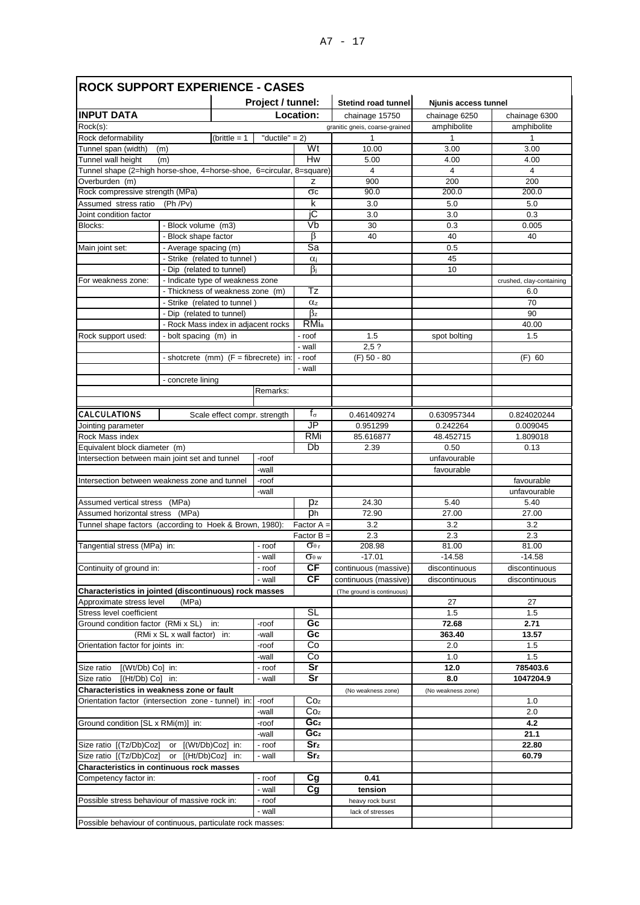## ROCK SUPPORT EXPERIENCE - CASES

| | | | | Project / tunnel: | Stetind road tunnel | Njunis access tunnel | |
|---|---|---|---|---|---|---|---|
| **INPUT DATA** | | | | Location: | chainage 15750 | chainage 6250 | chainage 6300 |
| Rock(s): | | | | | granitic gneis, coarse-grained | amphibolite | amphibolite |
| Rock deformability | | (brittle = 1 | "ductile" = 2) | | 1 | 1 | 1 |
| Tunnel span (width) (m) | | | | Wt | 10.00 | 3.00 | 3.00 |
| Tunnel wall height (m) | | | | Hw | 5.00 | 4.00 | 4.00 |
| Tunnel shape (2=high horse-shoe, 4=horse-shoe, 6=circular, 8=square) | | | | | 4 | 4 | 4 |
| Overburden (m) | | | | z | 900 | 200 | 200 |
| Rock compressive strength (MPa) | | | | $\sigma c$ | 90.0 | 200.0 | 200.0 |
| Assumed stress ratio (Ph /Pv) | | | | k | 3.0 | 5.0 | 5.0 |
| Joint condition factor | | | | jC | 3.0 | 3.0 | 0.3 |
| Blocks: | - Block volume (m3) | | | Vb | 30 | 0.3 | 0.005 |
| | - Block shape factor | | | $\beta$ | 40 | 40 | 40 |
| Main joint set: | - Average spacing (m) | | | Sa | | 0.5 | |
| | - Strike (related to tunnel ) | | | $\alpha_j$ | | 45 | |
| | - Dip (related to tunnel) | | | $\beta_j$ | | 10 | |
| For weakness zone: | - Indicate type of weakness zone | | | | | | crushed, clay-containing |
| | - Thickness of weakness zone (m) | | | Tz | | | 6.0 |
| | - Strike (related to tunnel ) | | | $\alpha_z$ | | | 70 |
| | - Dip (related to tunnel) | | | $\beta_z$ | | | 90 |
| | - Rock Mass index in adjacent rocks | | | $RMi_a$ | | | 40.00 |
| Rock support used: | - bolt spacing (m) in | | | - roof | 1.5 | spot bolting | 1.5 |
| | | | | - wall | 2,5 ? | | |
| | - shotcrete (mm) (F = fibrecrete) in: | | | - roof | (F) 50 - 80 | | (F) 60 |
| | | | | - wall | | | |
| | - concrete lining | | | | | | |
| | | | Remarks: | | | | |
| | | | | | | | |
| **CALCULATIONS** | Scale effect compr. strength | | | $f_\sigma$ | 0.461409274 | 0.630957344 | 0.824020244 |
| Jointing parameter | | | | JP | 0.951299 | 0.242264 | 0.009045 |
| Rock Mass index | | | | RMi | 85.616877 | 48.452715 | 1.809018 |
| Equivalent block diameter (m) | | | | Db | 2.39 | 0.50 | 0.13 |
| Intersection between main joint set and tunnel | | | -roof | | | unfavourable | |
| | | | -wall | | | favourable | |
| Intersection between weakness zone and tunnel | | | -roof | | | | favourable |
| | | | -wall | | | | unfavourable |
| Assumed vertical stress (MPa) | | | | pz | 24.30 | 5.40 | 5.40 |
| Assumed horizontal stress (MPa) | | | | ph | 72.90 | 27.00 | 27.00 |
| Tunnel shape factors (according to Hoek & Brown, 1980): | | | | Factor A = | 3.2 | 3.2 | 3.2 |
| | | | | Factor B = | 2.3 | 2.3 | 2.3 |
| Tangential stress (MPa) in: | | | - roof | $\sigma_{\theta r}$ | 208.98 | 81.00 | 81.00 |
| | | | - wall | $\sigma_{\theta w}$ | -17.01 | -14.58 | -14.58 |
| Continuity of ground in: | | | - roof | CF | continuous (massive) | discontinuous | discontinuous |
| | | | - wall | CF | continuous (massive) | discontinuous | discontinuous |
| **Characteristics in jointed (discontinuous) rock masses** | | | | | (The ground is continuous) | | |
| Approximate stress level (MPa) | | | | | | 27 | 27 |
| Stress level coefficient | | | | SL | | 1.5 | 1.5 |
| Ground condition factor (RMi x SL) in: | | | -roof | Gc | | **72.68** | **2.71** |
| (RMi x SL x wall factor) in: | | | -wall | Gc | | **363.40** | **13.57** |
| Orientation factor for joints in: | | | -roof | Co | | 2.0 | 1.5 |
| | | | -wall | Co | | 1.0 | 1.5 |
| Size ratio [(Wt/Db) Co] in: | | | - roof | Sr | | **12.0** | **785403.6** |
| Size ratio [(Ht/Db) Co] in: | | | - wall | Sr | | **8.0** | **1047204.9** |
| **Characteristics in weakness zone or fault** | | | | | (No weakness zone) | (No weakness zone) | |
| Orientation factor (intersection zone - tunnel) in: | | | -roof | $Co_z$ | | | 1.0 |
| | | | -wall | $Co_z$ | | | 2.0 |
| Ground condition [SL x RMi(m)] in: | | | -roof | $Gc_z$ | | | **4.2** |
| | | | -wall | $Gc_z$ | | | **21.1** |
| Size ratio [(Tz/Db)Coz] or [(Wt/Db)Coz] in: | | | - roof | $Sr_z$ | | | **22.80** |
| Size ratio [(Tz/Db)Coz] or [(Ht/Db)Coz] in: | | | - wall | $Sr_z$ | | | **60.79** |
| **Characteristics in continuous rock masses** | | | | | | | |
| Competency factor in: | | | - roof | Cg | **0.41** | | |
| | | | - wall | Cg | **tension** | | |
| Possible stress behaviour of massive rock in: | | | - roof | | heavy rock burst | | |
| | | | - wall | | lack of stresses | | |
| Possible behaviour of continuous, particulate rock masses: | | | | | | | |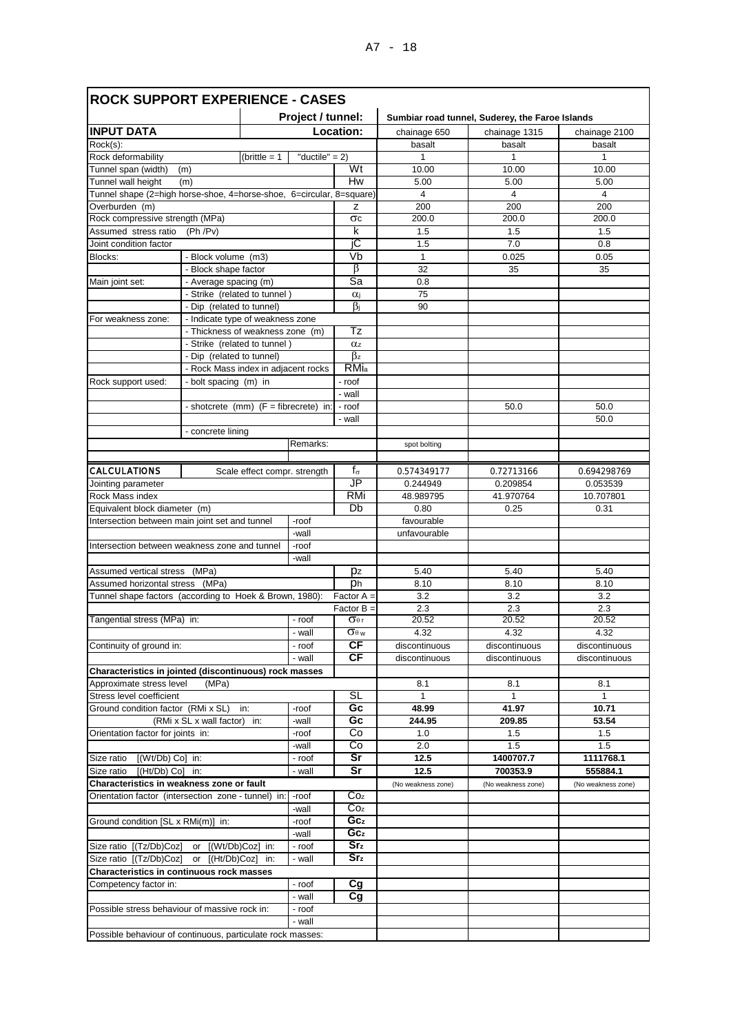## ROCK SUPPORT EXPERIENCE - CASES

| | | | | Project / tunnel: | Sumbiar road tunnel, Suderey, the Faroe Islands | | |
|---|---|---|---|---|---|---|---|
| **INPUT DATA** | | | | **Location:** | chainage 650 | chainage 1315 | chainage 2100 |
| Rock(s): | | | | | basalt | basalt | basalt |
| Rock deformability | | (brittle = 1 | "ductile" = 2) | | 1 | 1 | 1 |
| Tunnel span (width) (m) | | | | Wt | 10.00 | 10.00 | 10.00 |
| Tunnel wall height (m) | | | | Hw | 5.00 | 5.00 | 5.00 |
| Tunnel shape (2=high horse-shoe, 4=horse-shoe, 6=circular, 8=square) | | | | | 4 | 4 | 4 |
| Overburden (m) | | | | z | 200 | 200 | 200 |
| Rock compressive strength (MPa) | | | | $\sigma c$ | 200.0 | 200.0 | 200.0 |
| Assumed stress ratio (Ph /Pv) | | | | k | 1.5 | 1.5 | 1.5 |
| Joint condition factor | | | | jC | 1.5 | 7.0 | 0.8 |
| Blocks: | - Block volume (m3) | | | Vb | 1 | 0.025 | 0.05 |
| | - Block shape factor | | | $\beta$ | 32 | 35 | 35 |
| Main joint set: | - Average spacing (m) | | | Sa | 0.8 | | |
| | - Strike (related to tunnel ) | | | $\alpha_j$ | 75 | | |
| | - Dip (related to tunnel) | | | $\beta_j$ | 90 | | |
| For weakness zone: | - Indicate type of weakness zone | | | | | | |
| | - Thickness of weakness zone (m) | | | Tz | | | |
| | - Strike (related to tunnel ) | | | $\alpha_z$ | | | |
| | - Dip (related to tunnel) | | | $\beta_z$ | | | |
| | - Rock Mass index in adjacent rocks | | | $RMi_a$ | | | |
| Rock support used: | - bolt spacing (m) in | | | - roof | | | |
| | | | | - wall | | | |
| | - shotcrete (mm) (F = fibrecrete) in: | | | - roof | | 50.0 | 50.0 |
| | | | | - wall | | | 50.0 |
| | - concrete lining | | | | | | |
| | | | Remarks: | | spot bolting | | |
| | | | | | | | |
| **CALCULATIONS** | Scale effect compr. strength | | | $f_\sigma$ | 0.574349177 | 0.72713166 | 0.694298769 |
| Jointing parameter | | | | JP | 0.244949 | 0.209854 | 0.053539 |
| Rock Mass index | | | | RMi | 48.989795 | 41.970764 | 10.707801 |
| Equivalent block diameter (m) | | | | Db | 0.80 | 0.25 | 0.31 |
| Intersection between main joint set and tunnel | | | -roof | | favourable | | |
| | | | -wall | | unfavourable | | |
| Intersection between weakness zone and tunnel | | | -roof | | | | |
| | | | -wall | | | | |
| Assumed vertical stress (MPa) | | | | pz | 5.40 | 5.40 | 5.40 |
| Assumed horizontal stress (MPa) | | | | ph | 8.10 | 8.10 | 8.10 |
| Tunnel shape factors (according to Hoek & Brown, 1980): | | | | Factor A = | 3.2 | 3.2 | 3.2 |
| | | | | Factor B = | 2.3 | 2.3 | 2.3 |
| Tangential stress (MPa) in: | | | - roof | $\sigma_{\theta r}$ | 20.52 | 20.52 | 20.52 |
| | | | - wall | $\sigma_{\theta w}$ | 4.32 | 4.32 | 4.32 |
| Continuity of ground in: | | | - roof | **CF** | discontinuous | discontinuous | discontinuous |
| | | | - wall | **CF** | discontinuous | discontinuous | discontinuous |
| **Characteristics in jointed (discontinuous) rock masses** | | | | | | | |
| Approximate stress level (MPa) | | | | | 8.1 | 8.1 | 8.1 |
| Stress level coefficient | | | | SL | 1 | 1 | 1 |
| Ground condition factor (RMi x SL) in: | | | -roof | **Gc** | **48.99** | **41.97** | **10.71** |
| (RMi x SL x wall factor) in: | | | -wall | **Gc** | **244.95** | **209.85** | **53.54** |
| Orientation factor for joints in: | | | -roof | Co | 1.0 | 1.5 | 1.5 |
| | | | -wall | Co | 2.0 | 1.5 | 1.5 |
| Size ratio [(Wt/Db) Co] in: | | | - roof | **Sr** | **12.5** | **1400707.7** | **1111768.1** |
| Size ratio [(Ht/Db) Co] in: | | | - wall | **Sr** | **12.5** | **700353.9** | **555884.1** |
| **Characteristics in weakness zone or fault** | | | | | (No weakness zone) | (No weakness zone) | (No weakness zone) |
| Orientation factor (intersection zone - tunnel) in: | | | -roof | $Co_z$ | | | |
| | | | -wall | $Co_z$ | | | |
| Ground condition [SL x RMi(m)] in: | | | -roof | $Gc_z$ | | | |
| | | | -wall | $Gc_z$ | | | |
| Size ratio [(Tz/Db)Coz] or [(Wt/Db)Coz] in: | | | - roof | $Sr_z$ | | | |
| Size ratio [(Tz/Db)Coz] or [(Ht/Db)Coz] in: | | | - wall | $Sr_z$ | | | |
| **Characteristics in continuous rock masses** | | | | | | | |
| Competency factor in: | | | - roof | **Cg** | | | |
| | | | - wall | **Cg** | | | |
| Possible stress behaviour of massive rock in: | | | - roof | | | | |
| | | | - wall | | | | |
| Possible behaviour of continuous, particulate rock masses: | | | | | | | |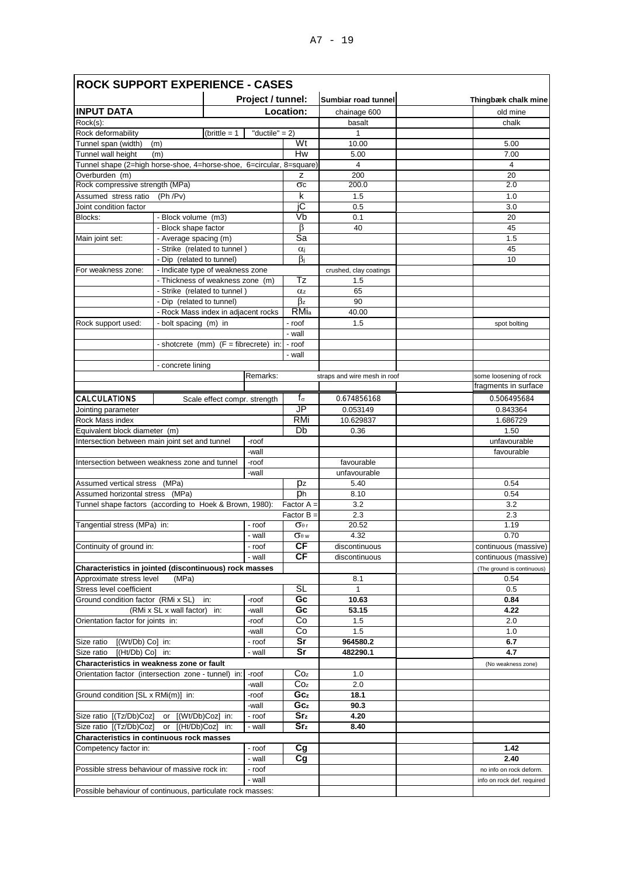## ROCK SUPPORT EXPERIENCE - CASES

| | | | | | | |
|---|---|---|---|---|---|---|
| | | Project / tunnel: | | Sumbiar road tunnel | | Thingbæk chalk mine |
| **INPUT DATA** | | Location: | | chainage 600 | | old mine |
| Rock(s): | | | | basalt | | chalk |
| Rock deformability | (brittle = 1 | "ductile" = 2) | | 1 | | |
| Tunnel span (width) (m) | | | Wt | 10.00 | | 5.00 |
| Tunnel wall height (m) | | | Hw | 5.00 | | 7.00 |
| Tunnel shape (2=high horse-shoe, 4=horse-shoe, 6=circular, 8=square) | | | | 4 | | 4 |
| Overburden (m) | | | z | 200 | | 20 |
| Rock compressive strength (MPa) | | | $\sigma c$ | 200.0 | | 2.0 |
| Assumed stress ratio (Ph /Pv) | | | k | 1.5 | | 1.0 |
| Joint condition factor | | | jC | 0.5 | | 3.0 |
| Blocks: | - Block volume (m3) | | Vb | 0.1 | | 20 |
| | - Block shape factor | | $\beta$ | 40 | | 45 |
| Main joint set: | - Average spacing (m) | | Sa | | | 1.5 |
| | - Strike (related to tunnel ) | | $\alpha_j$ | | | 45 |
| | - Dip (related to tunnel) | | $\beta_j$ | | | 10 |
| For weakness zone: | - Indicate type of weakness zone | | | crushed, clay coatings | | |
| | - Thickness of weakness zone (m) | | Tz | 1.5 | | |
| | - Strike (related to tunnel ) | | $\alpha_z$ | 65 | | |
| | - Dip (related to tunnel) | | $\beta_z$ | 90 | | |
| | - Rock Mass index in adjacent rocks | | $RMi_a$ | 40.00 | | |
| Rock support used: | - bolt spacing (m) in | | - roof | 1.5 | | spot bolting |
| | | | - wall | | | |
| | - shotcrete (mm) (F = fibrecrete) in: | | - roof | | | |
| | | | - wall | | | |
| | - concrete lining | | | | | |
| | | Remarks: | | straps and wire mesh in roof | | some loosening of rock |
| | | | | | | fragments in surface |
| **CALCULATIONS** | Scale effect compr. strength | | $f_\sigma$ | 0.674856168 | | 0.506495684 |
| Jointing parameter | | | JP | 0.053149 | | 0.843364 |
| Rock Mass index | | | RMi | 10.629837 | | 1.686729 |
| Equivalent block diameter (m) | | | Db | 0.36 | | 1.50 |
| Intersection between main joint set and tunnel | | -roof | | | | unfavourable |
| | | -wall | | | | favourable |
| Intersection between weakness zone and tunnel | | -roof | | favourable | | |
| | | -wall | | unfavourable | | |
| Assumed vertical stress (MPa) | | | $p_z$ | 5.40 | | 0.54 |
| Assumed horizontal stress (MPa) | | | $p_h$ | 8.10 | | 0.54 |
| Tunnel shape factors (according to Hoek & Brown, 1980): | | | Factor A = | 3.2 | | 3.2 |
| | | | Factor B = | 2.3 | | 2.3 |
| Tangential stress (MPa) in: | | - roof | $\sigma_{\theta r}$ | 20.52 | | 1.19 |
| | | - wall | $\sigma_{\theta w}$ | 4.32 | | 0.70 |
| Continuity of ground in: | | - roof | **CF** | discontinuous | | continuous (massive) |
| | | - wall | **CF** | discontinuous | | continuous (massive) |
| **Characteristics in jointed (discontinuous) rock masses** | | | | | | (The ground is continuous) |
| Approximate stress level (MPa) | | | | 8.1 | | 0.54 |
| Stress level coefficient | | | SL | 1 | | 0.5 |
| Ground condition factor (RMi x SL) in: | | -roof | **Gc** | **10.63** | | **0.84** |
| (RMi x SL x wall factor) in: | | -wall | **Gc** | **53.15** | | **4.22** |
| Orientation factor for joints in: | | -roof | Co | 1.5 | | 2.0 |
| | | -wall | Co | 1.5 | | 1.0 |
| Size ratio [(Wt/Db) Co] in: | | - roof | **Sr** | **964580.2** | | **6.7** |
| Size ratio [(Ht/Db) Co] in: | | - wall | **Sr** | **482290.1** | | **4.7** |
| **Characteristics in weakness zone or fault** | | | | | | (No weakness zone) |
| Orientation factor (intersection zone - tunnel) in: | | -roof | $Co_z$ | 1.0 | | |
| | | -wall | $Co_z$ | 2.0 | | |
| Ground condition [SL x RMi(m)] in: | | -roof | $Gc_z$ | **18.1** | | |
| | | -wall | $Gc_z$ | **90.3** | | |
| Size ratio [(Tz/Db)Coz] or [(Wt/Db)Coz] in: | | - roof | $Sr_z$ | **4.20** | | |
| Size ratio [(Tz/Db)Coz] or [(Ht/Db)Coz] in: | | - wall | $Sr_z$ | **8.40** | | |
| **Characteristics in continuous rock masses** | | | | | | |
| Competency factor in: | | - roof | **Cg** | | | **1.42** |
| | | - wall | **Cg** | | | **2.40** |
| Possible stress behaviour of massive rock in: | | - roof | | | | no info on rock deform. |
| | | - wall | | | | info on rock def. required |
| Possible behaviour of continuous, particulate rock masses: | | | | | | |